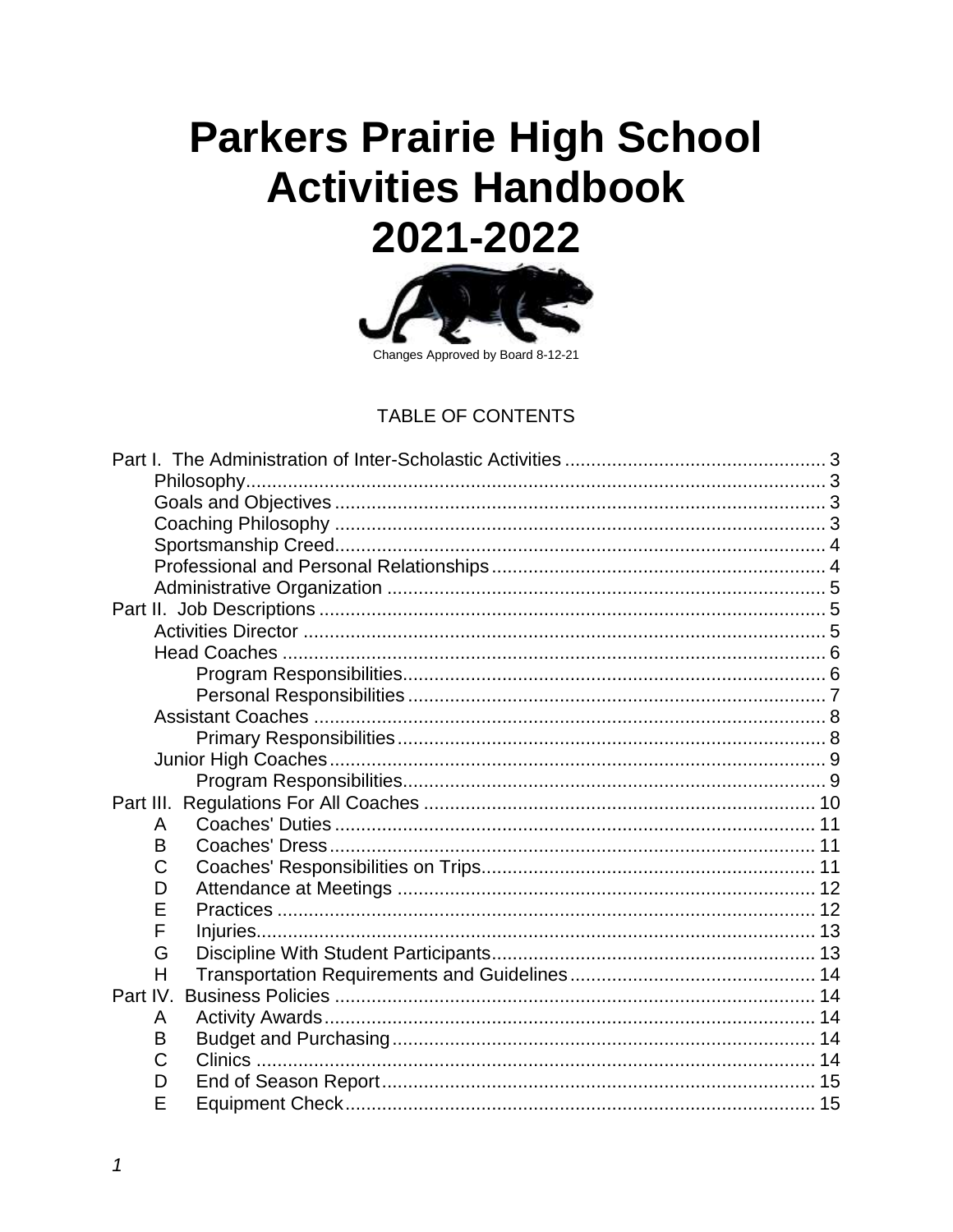# Parkers Prairie High School Activities Handbook 2021-2022

Changes Approved by Board 8-12-21

TABLE OF CONTENTS

Part I. The Administration of Inter-Scholastic Activities ... 3
- Philosophy ... 3
- Goals and Objectives ... 3
- Coaching Philosophy ... 3
- Sportsmanship Creed ... 4
- Professional and Personal Relationships ... 4
- Administrative Organization ... 5

Part II. Job Descriptions ... 5
- Activities Director ... 5
- Head Coaches ... 6
  - Program Responsibilities ... 6
  - Personal Responsibilities ... 7
- Assistant Coaches ... 8
  - Primary Responsibilities ... 8
- Junior High Coaches ... 9
  - Program Responsibilities ... 9

Part III. Regulations For All Coaches ... 10
- A Coaches' Duties ... 11
- B Coaches' Dress ... 11
- C Coaches' Responsibilities on Trips ... 11
- D Attendance at Meetings ... 12
- E Practices ... 12
- F Injuries ... 13
- G Discipline With Student Participants ... 13
- H Transportation Requirements and Guidelines ... 14

Part IV. Business Policies ... 14
- A Activity Awards ... 14
- B Budget and Purchasing ... 14
- C Clinics ... 14
- D End of Season Report ... 15
- E Equipment Check ... 15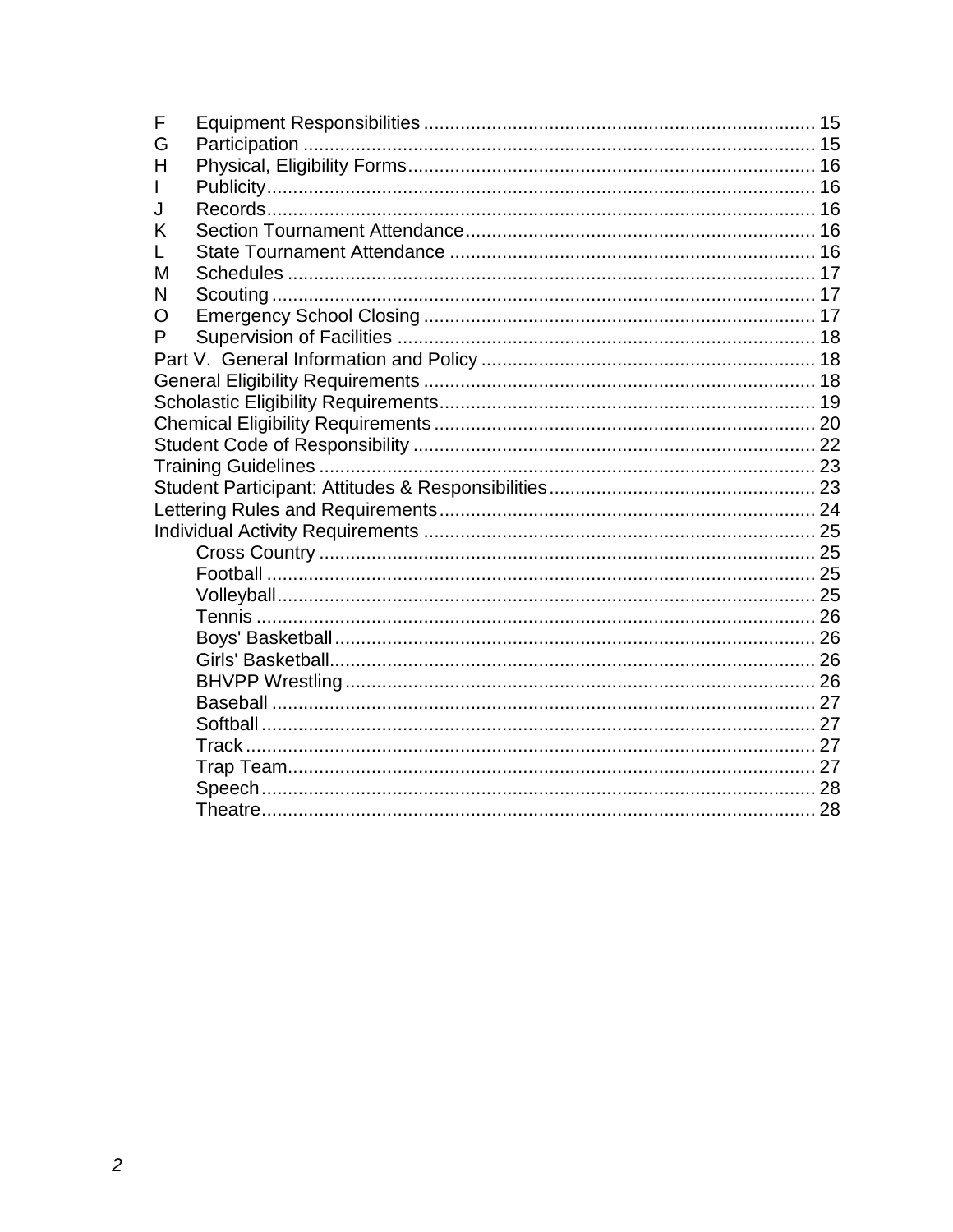F Equipment Responsibilities .......... 15
G Participation .......... 15
H Physical, Eligibility Forms .......... 16
I Publicity .......... 16
J Records .......... 16
K Section Tournament Attendance .......... 16
L State Tournament Attendance .......... 16
M Schedules .......... 17
N Scouting .......... 17
O Emergency School Closing .......... 17
P Supervision of Facilities .......... 18

Part V. General Information and Policy .......... 18
General Eligibility Requirements .......... 18
Scholastic Eligibility Requirements .......... 19
Chemical Eligibility Requirements .......... 20
Student Code of Responsibility .......... 22
Training Guidelines .......... 23
Student Participant: Attitudes & Responsibilities .......... 23
Lettering Rules and Requirements .......... 24
Individual Activity Requirements .......... 25

- Cross Country .......... 25
- Football .......... 25
- Volleyball .......... 25
- Tennis .......... 26
- Boys' Basketball .......... 26
- Girls' Basketball .......... 26
- BHVPP Wrestling .......... 26
- Baseball .......... 27
- Softball .......... 27
- Track .......... 27
- Trap Team .......... 27
- Speech .......... 28
- Theatre .......... 28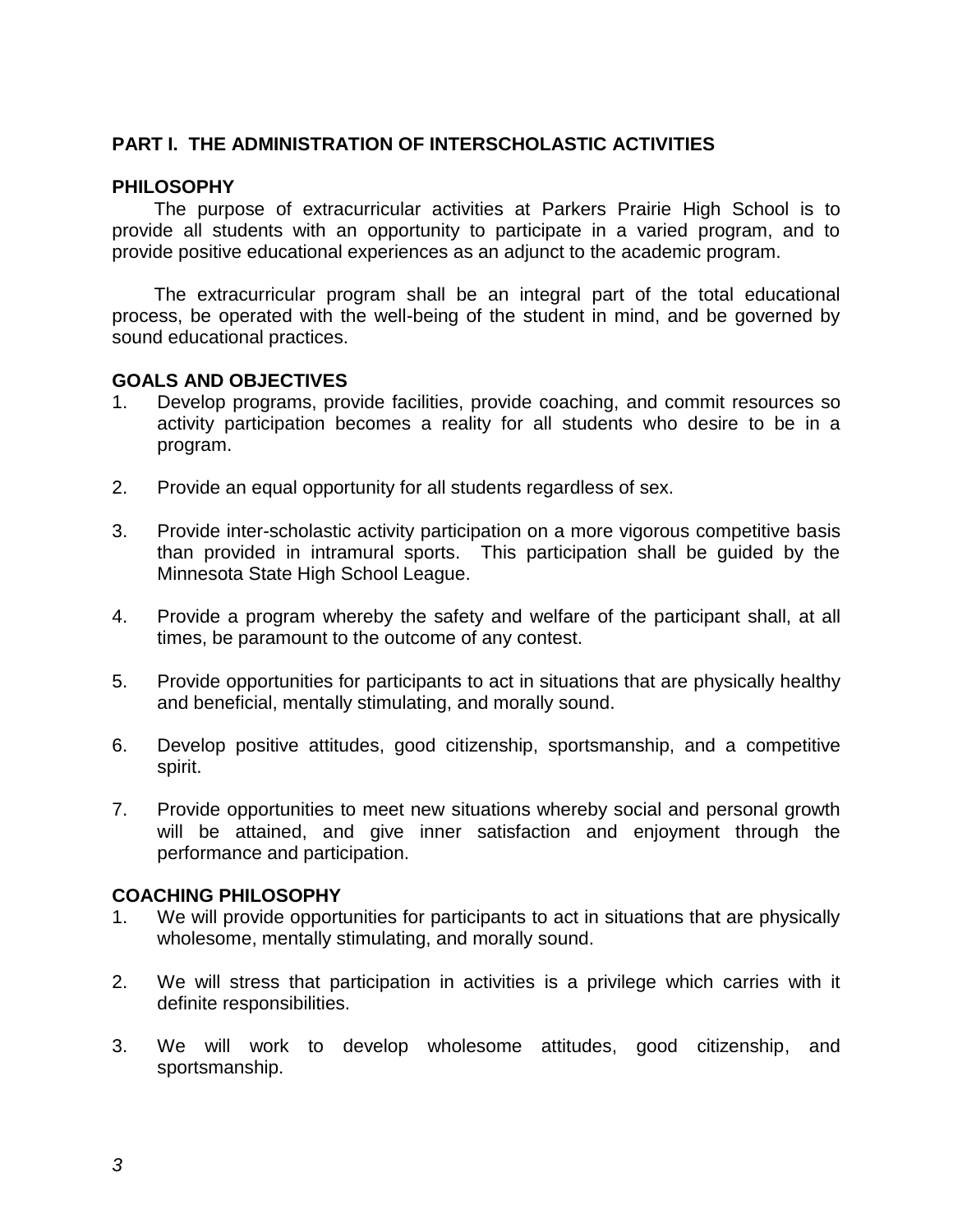## PART I. THE ADMINISTRATION OF INTERSCHOLASTIC ACTIVITIES

### PHILOSOPHY

The purpose of extracurricular activities at Parkers Prairie High School is to provide all students with an opportunity to participate in a varied program, and to provide positive educational experiences as an adjunct to the academic program.

The extracurricular program shall be an integral part of the total educational process, be operated with the well-being of the student in mind, and be governed by sound educational practices.

### GOALS AND OBJECTIVES

1. Develop programs, provide facilities, provide coaching, and commit resources so activity participation becomes a reality for all students who desire to be in a program.

2. Provide an equal opportunity for all students regardless of sex.

3. Provide inter-scholastic activity participation on a more vigorous competitive basis than provided in intramural sports. This participation shall be guided by the Minnesota State High School League.

4. Provide a program whereby the safety and welfare of the participant shall, at all times, be paramount to the outcome of any contest.

5. Provide opportunities for participants to act in situations that are physically healthy and beneficial, mentally stimulating, and morally sound.

6. Develop positive attitudes, good citizenship, sportsmanship, and a competitive spirit.

7. Provide opportunities to meet new situations whereby social and personal growth will be attained, and give inner satisfaction and enjoyment through the performance and participation.

### COACHING PHILOSOPHY

1. We will provide opportunities for participants to act in situations that are physically wholesome, mentally stimulating, and morally sound.

2. We will stress that participation in activities is a privilege which carries with it definite responsibilities.

3. We will work to develop wholesome attitudes, good citizenship, and sportsmanship.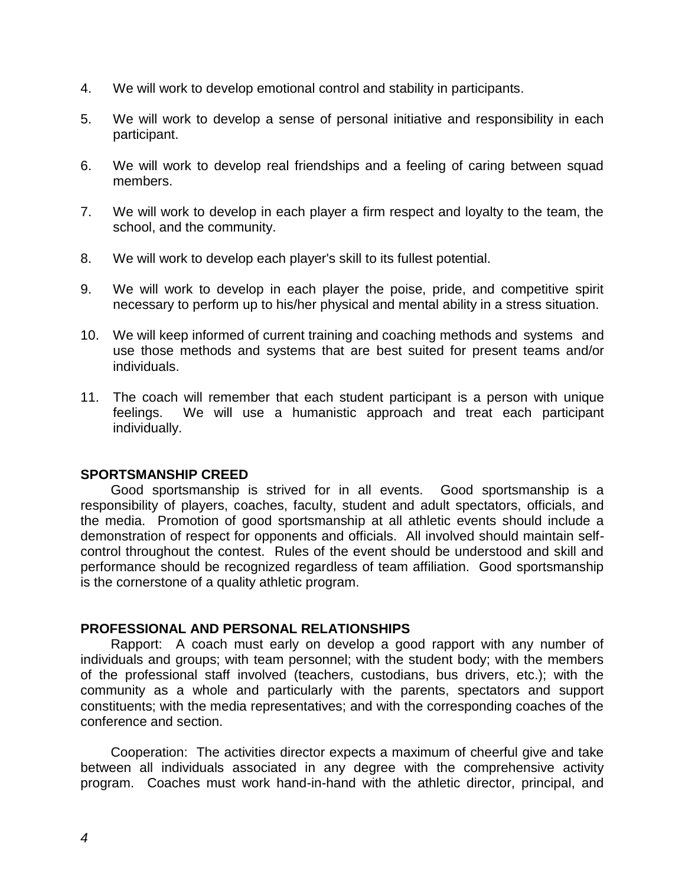4. We will work to develop emotional control and stability in participants.

5. We will work to develop a sense of personal initiative and responsibility in each participant.

6. We will work to develop real friendships and a feeling of caring between squad members.

7. We will work to develop in each player a firm respect and loyalty to the team, the school, and the community.

8. We will work to develop each player's skill to its fullest potential.

9. We will work to develop in each player the poise, pride, and competitive spirit necessary to perform up to his/her physical and mental ability in a stress situation.

10. We will keep informed of current training and coaching methods and systems and use those methods and systems that are best suited for present teams and/or individuals.

11. The coach will remember that each student participant is a person with unique feelings. We will use a humanistic approach and treat each participant individually.

**SPORTSMANSHIP CREED**

Good sportsmanship is strived for in all events. Good sportsmanship is a responsibility of players, coaches, faculty, student and adult spectators, officials, and the media. Promotion of good sportsmanship at all athletic events should include a demonstration of respect for opponents and officials. All involved should maintain self-control throughout the contest. Rules of the event should be understood and skill and performance should be recognized regardless of team affiliation. Good sportsmanship is the cornerstone of a quality athletic program.

**PROFESSIONAL AND PERSONAL RELATIONSHIPS**

Rapport: A coach must early on develop a good rapport with any number of individuals and groups; with team personnel; with the student body; with the members of the professional staff involved (teachers, custodians, bus drivers, etc.); with the community as a whole and particularly with the parents, spectators and support constituents; with the media representatives; and with the corresponding coaches of the conference and section.

Cooperation: The activities director expects a maximum of cheerful give and take between all individuals associated in any degree with the comprehensive activity program. Coaches must work hand-in-hand with the athletic director, principal, and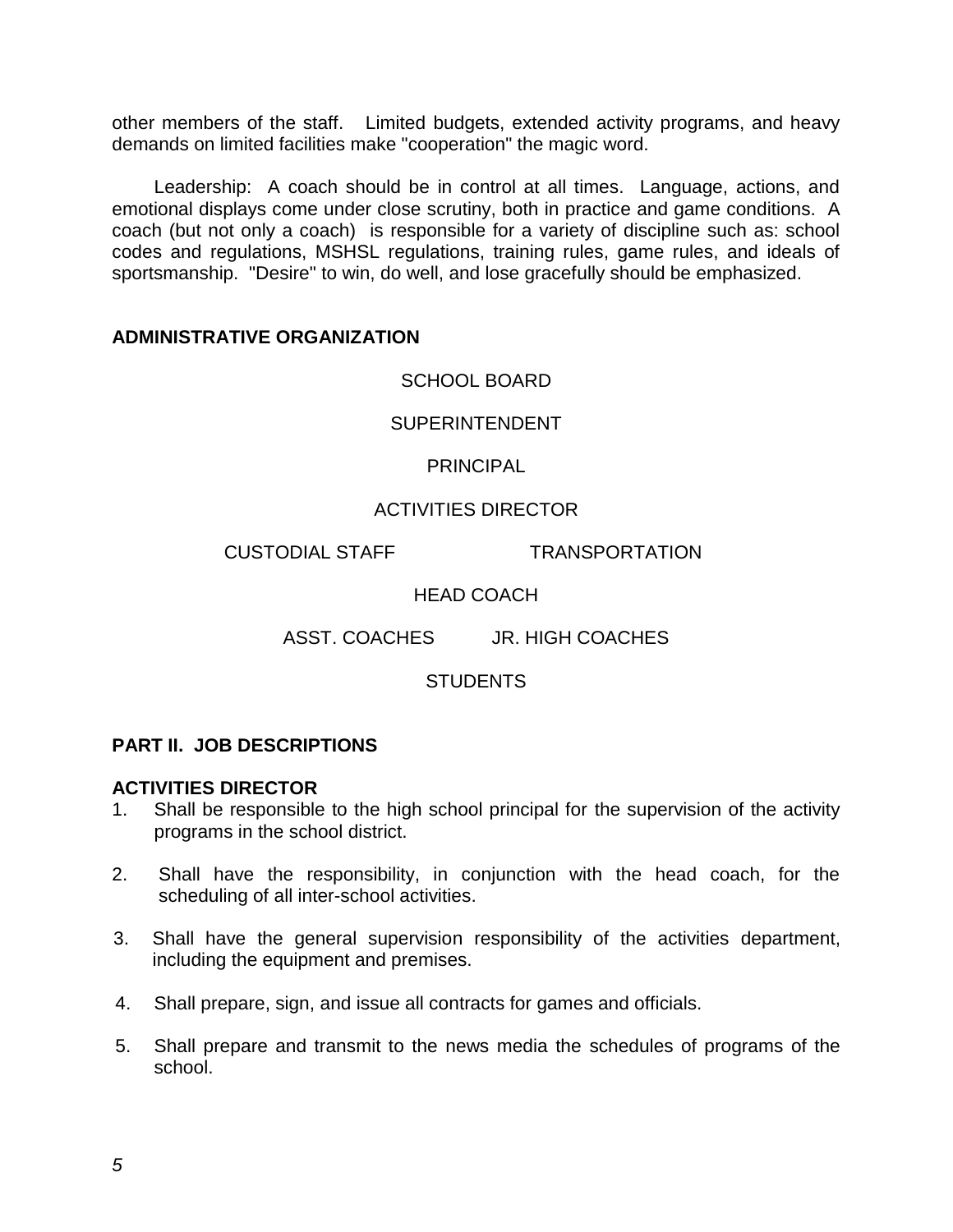other members of the staff. Limited budgets, extended activity programs, and heavy demands on limited facilities make "cooperation" the magic word.

Leadership: A coach should be in control at all times. Language, actions, and emotional displays come under close scrutiny, both in practice and game conditions. A coach (but not only a coach) is responsible for a variety of discipline such as: school codes and regulations, MSHSL regulations, training rules, game rules, and ideals of sportsmanship. "Desire" to win, do well, and lose gracefully should be emphasized.

**ADMINISTRATIVE ORGANIZATION**

SCHOOL BOARD

SUPERINTENDENT

PRINCIPAL

ACTIVITIES DIRECTOR

CUSTODIAL STAFF TRANSPORTATION

HEAD COACH

ASST. COACHES JR. HIGH COACHES

STUDENTS

## PART II. JOB DESCRIPTIONS

### ACTIVITIES DIRECTOR

1. Shall be responsible to the high school principal for the supervision of the activity programs in the school district.
2. Shall have the responsibility, in conjunction with the head coach, for the scheduling of all inter-school activities.
3. Shall have the general supervision responsibility of the activities department, including the equipment and premises.
4. Shall prepare, sign, and issue all contracts for games and officials.
5. Shall prepare and transmit to the news media the schedules of programs of the school.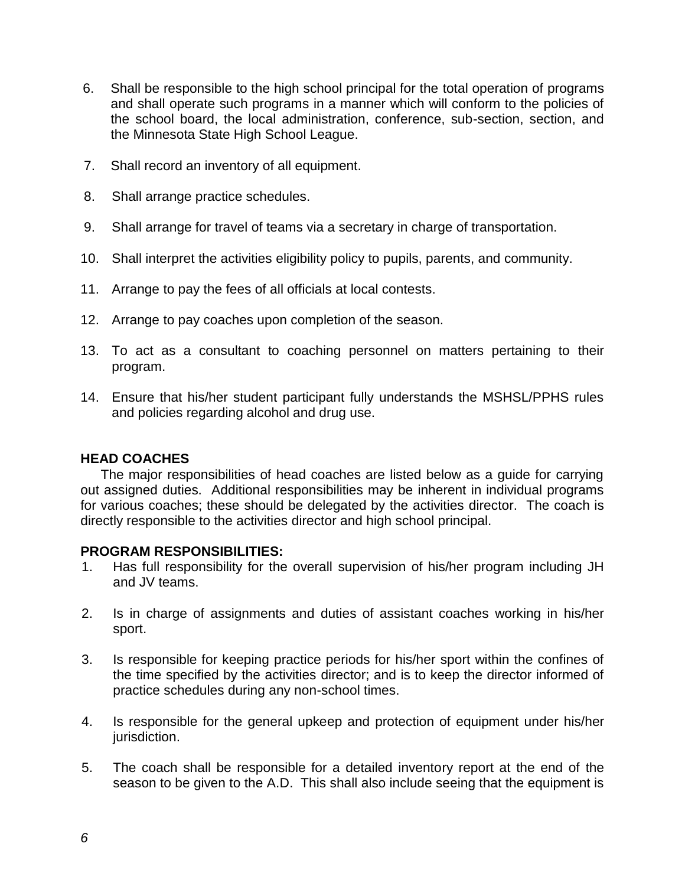6. Shall be responsible to the high school principal for the total operation of programs and shall operate such programs in a manner which will conform to the policies of the school board, the local administration, conference, sub-section, section, and the Minnesota State High School League.

7. Shall record an inventory of all equipment.

8. Shall arrange practice schedules.

9. Shall arrange for travel of teams via a secretary in charge of transportation.

10. Shall interpret the activities eligibility policy to pupils, parents, and community.

11. Arrange to pay the fees of all officials at local contests.

12. Arrange to pay coaches upon completion of the season.

13. To act as a consultant to coaching personnel on matters pertaining to their program.

14. Ensure that his/her student participant fully understands the MSHSL/PPHS rules and policies regarding alcohol and drug use.

**HEAD COACHES**

The major responsibilities of head coaches are listed below as a guide for carrying out assigned duties. Additional responsibilities may be inherent in individual programs for various coaches; these should be delegated by the activities director. The coach is directly responsible to the activities director and high school principal.

**PROGRAM RESPONSIBILITIES:**

1. Has full responsibility for the overall supervision of his/her program including JH and JV teams.

2. Is in charge of assignments and duties of assistant coaches working in his/her sport.

3. Is responsible for keeping practice periods for his/her sport within the confines of the time specified by the activities director; and is to keep the director informed of practice schedules during any non-school times.

4. Is responsible for the general upkeep and protection of equipment under his/her jurisdiction.

5. The coach shall be responsible for a detailed inventory report at the end of the season to be given to the A.D. This shall also include seeing that the equipment is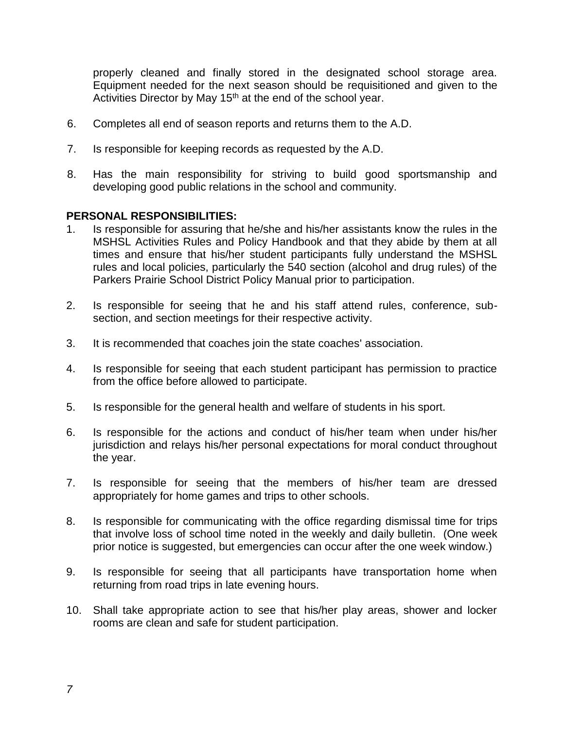properly cleaned and finally stored in the designated school storage area. Equipment needed for the next season should be requisitioned and given to the Activities Director by May 15th at the end of the school year.

6. Completes all end of season reports and returns them to the A.D.

7. Is responsible for keeping records as requested by the A.D.

8. Has the main responsibility for striving to build good sportsmanship and developing good public relations in the school and community.

**PERSONAL RESPONSIBILITIES:**

1. Is responsible for assuring that he/she and his/her assistants know the rules in the MSHSL Activities Rules and Policy Handbook and that they abide by them at all times and ensure that his/her student participants fully understand the MSHSL rules and local policies, particularly the 540 section (alcohol and drug rules) of the Parkers Prairie School District Policy Manual prior to participation.

2. Is responsible for seeing that he and his staff attend rules, conference, sub-section, and section meetings for their respective activity.

3. It is recommended that coaches join the state coaches' association.

4. Is responsible for seeing that each student participant has permission to practice from the office before allowed to participate.

5. Is responsible for the general health and welfare of students in his sport.

6. Is responsible for the actions and conduct of his/her team when under his/her jurisdiction and relays his/her personal expectations for moral conduct throughout the year.

7. Is responsible for seeing that the members of his/her team are dressed appropriately for home games and trips to other schools.

8. Is responsible for communicating with the office regarding dismissal time for trips that involve loss of school time noted in the weekly and daily bulletin. (One week prior notice is suggested, but emergencies can occur after the one week window.)

9. Is responsible for seeing that all participants have transportation home when returning from road trips in late evening hours.

10. Shall take appropriate action to see that his/her play areas, shower and locker rooms are clean and safe for student participation.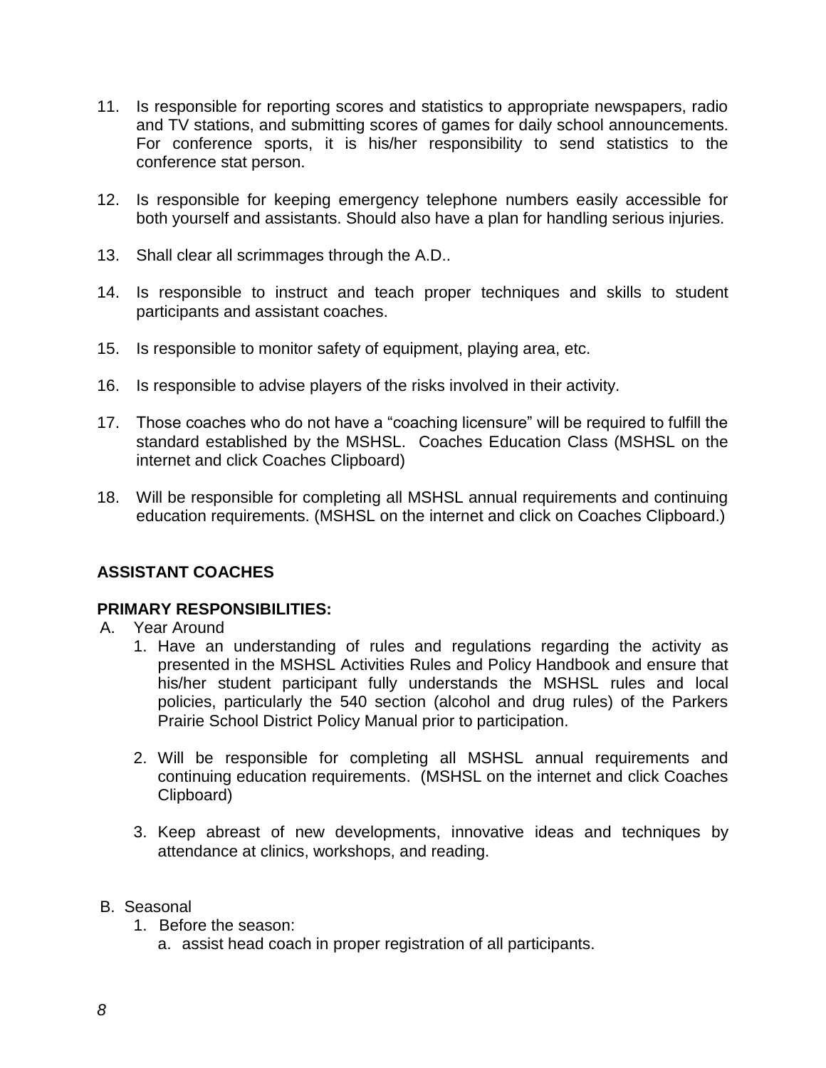11. Is responsible for reporting scores and statistics to appropriate newspapers, radio and TV stations, and submitting scores of games for daily school announcements. For conference sports, it is his/her responsibility to send statistics to the conference stat person.

12. Is responsible for keeping emergency telephone numbers easily accessible for both yourself and assistants. Should also have a plan for handling serious injuries.

13. Shall clear all scrimmages through the A.D..

14. Is responsible to instruct and teach proper techniques and skills to student participants and assistant coaches.

15. Is responsible to monitor safety of equipment, playing area, etc.

16. Is responsible to advise players of the risks involved in their activity.

17. Those coaches who do not have a "coaching licensure" will be required to fulfill the standard established by the MSHSL. Coaches Education Class (MSHSL on the internet and click Coaches Clipboard)

18. Will be responsible for completing all MSHSL annual requirements and continuing education requirements. (MSHSL on the internet and click on Coaches Clipboard.)

## ASSISTANT COACHES

### PRIMARY RESPONSIBILITIES:

A. Year Around

1. Have an understanding of rules and regulations regarding the activity as presented in the MSHSL Activities Rules and Policy Handbook and ensure that his/her student participant fully understands the MSHSL rules and local policies, particularly the 540 section (alcohol and drug rules) of the Parkers Prairie School District Policy Manual prior to participation.

2. Will be responsible for completing all MSHSL annual requirements and continuing education requirements. (MSHSL on the internet and click Coaches Clipboard)

3. Keep abreast of new developments, innovative ideas and techniques by attendance at clinics, workshops, and reading.

B. Seasonal

1. Before the season:
    a. assist head coach in proper registration of all participants.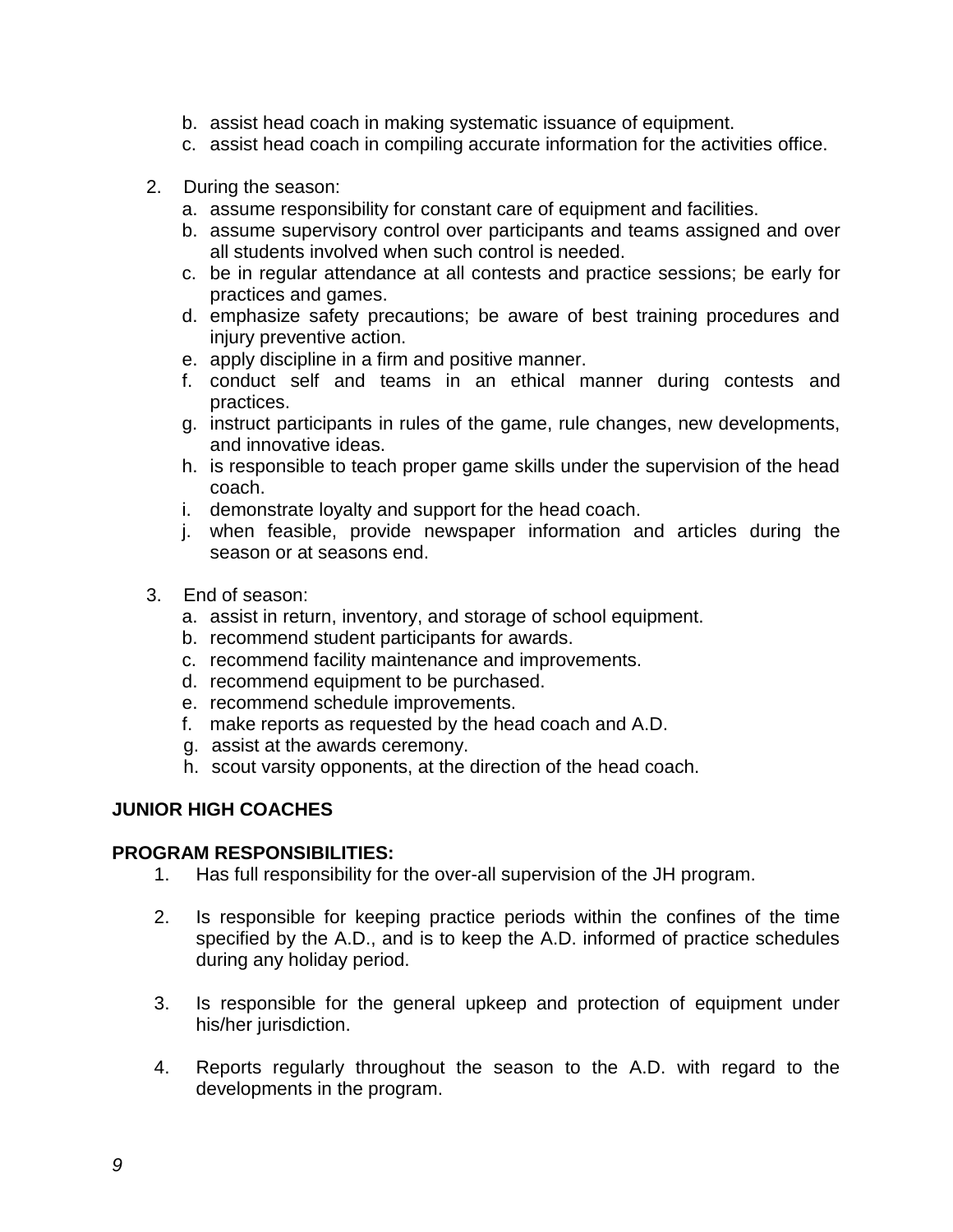b. assist head coach in making systematic issuance of equipment.
c. assist head coach in compiling accurate information for the activities office.

2. During the season:
   a. assume responsibility for constant care of equipment and facilities.
   b. assume supervisory control over participants and teams assigned and over all students involved when such control is needed.
   c. be in regular attendance at all contests and practice sessions; be early for practices and games.
   d. emphasize safety precautions; be aware of best training procedures and injury preventive action.
   e. apply discipline in a firm and positive manner.
   f. conduct self and teams in an ethical manner during contests and practices.
   g. instruct participants in rules of the game, rule changes, new developments, and innovative ideas.
   h. is responsible to teach proper game skills under the supervision of the head coach.
   i. demonstrate loyalty and support for the head coach.
   j. when feasible, provide newspaper information and articles during the season or at seasons end.

3. End of season:
   a. assist in return, inventory, and storage of school equipment.
   b. recommend student participants for awards.
   c. recommend facility maintenance and improvements.
   d. recommend equipment to be purchased.
   e. recommend schedule improvements.
   f. make reports as requested by the head coach and A.D.
   g. assist at the awards ceremony.
   h. scout varsity opponents, at the direction of the head coach.

**JUNIOR HIGH COACHES**

**PROGRAM RESPONSIBILITIES:**

1. Has full responsibility for the over-all supervision of the JH program.

2. Is responsible for keeping practice periods within the confines of the time specified by the A.D., and is to keep the A.D. informed of practice schedules during any holiday period.

3. Is responsible for the general upkeep and protection of equipment under his/her jurisdiction.

4. Reports regularly throughout the season to the A.D. with regard to the developments in the program.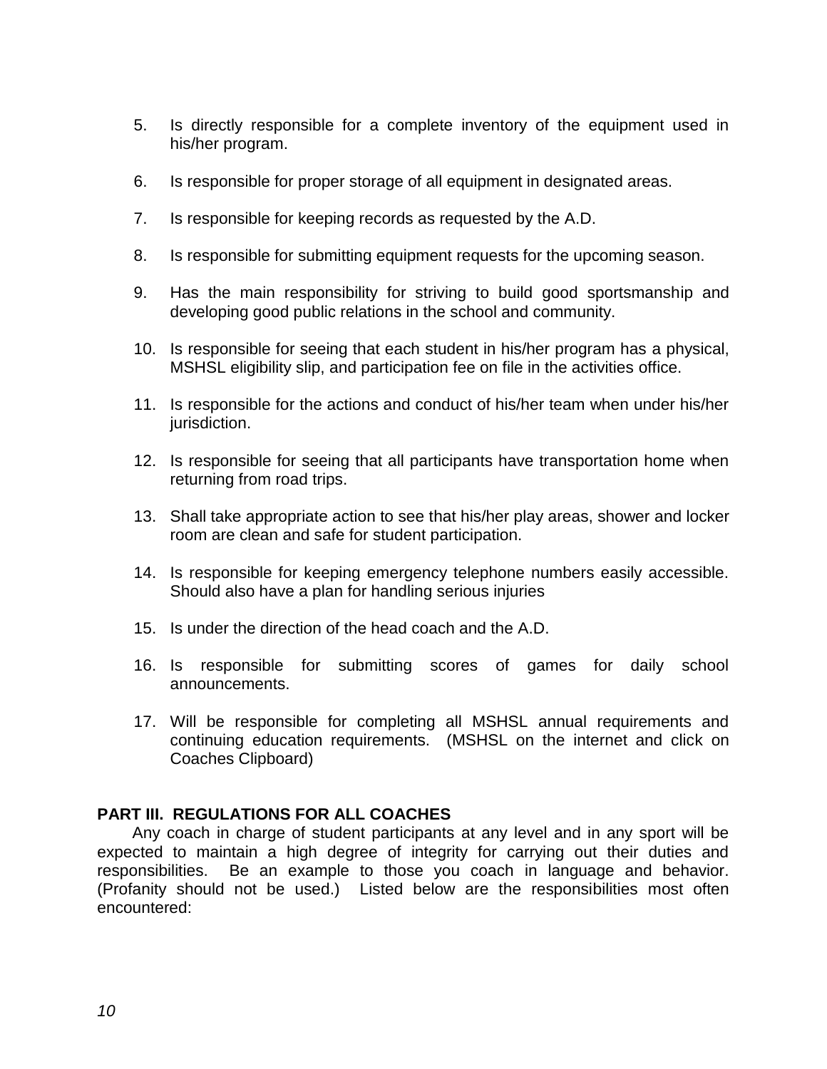5. Is directly responsible for a complete inventory of the equipment used in his/her program.

6. Is responsible for proper storage of all equipment in designated areas.

7. Is responsible for keeping records as requested by the A.D.

8. Is responsible for submitting equipment requests for the upcoming season.

9. Has the main responsibility for striving to build good sportsmanship and developing good public relations in the school and community.

10. Is responsible for seeing that each student in his/her program has a physical, MSHSL eligibility slip, and participation fee on file in the activities office.

11. Is responsible for the actions and conduct of his/her team when under his/her jurisdiction.

12. Is responsible for seeing that all participants have transportation home when returning from road trips.

13. Shall take appropriate action to see that his/her play areas, shower and locker room are clean and safe for student participation.

14. Is responsible for keeping emergency telephone numbers easily accessible. Should also have a plan for handling serious injuries

15. Is under the direction of the head coach and the A.D.

16. Is responsible for submitting scores of games for daily school announcements.

17. Will be responsible for completing all MSHSL annual requirements and continuing education requirements. (MSHSL on the internet and click on Coaches Clipboard)

**PART III. REGULATIONS FOR ALL COACHES**

Any coach in charge of student participants at any level and in any sport will be expected to maintain a high degree of integrity for carrying out their duties and responsibilities. Be an example to those you coach in language and behavior. (Profanity should not be used.) Listed below are the responsibilities most often encountered: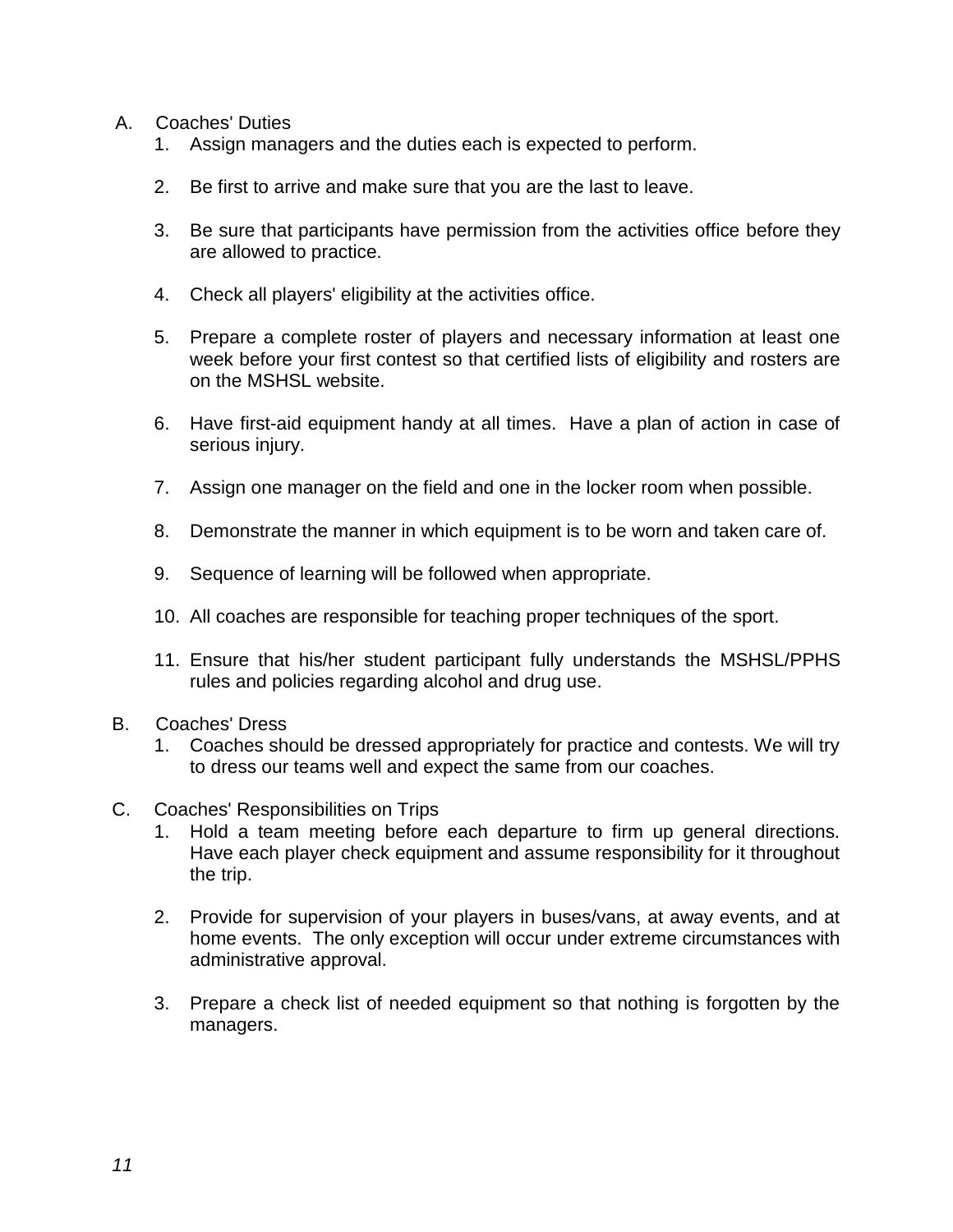A. Coaches' Duties

1. Assign managers and the duties each is expected to perform.

2. Be first to arrive and make sure that you are the last to leave.

3. Be sure that participants have permission from the activities office before they are allowed to practice.

4. Check all players' eligibility at the activities office.

5. Prepare a complete roster of players and necessary information at least one week before your first contest so that certified lists of eligibility and rosters are on the MSHSL website.

6. Have first-aid equipment handy at all times. Have a plan of action in case of serious injury.

7. Assign one manager on the field and one in the locker room when possible.

8. Demonstrate the manner in which equipment is to be worn and taken care of.

9. Sequence of learning will be followed when appropriate.

10. All coaches are responsible for teaching proper techniques of the sport.

11. Ensure that his/her student participant fully understands the MSHSL/PPHS rules and policies regarding alcohol and drug use.

B. Coaches' Dress

1. Coaches should be dressed appropriately for practice and contests. We will try to dress our teams well and expect the same from our coaches.

C. Coaches' Responsibilities on Trips

1. Hold a team meeting before each departure to firm up general directions. Have each player check equipment and assume responsibility for it throughout the trip.

2. Provide for supervision of your players in buses/vans, at away events, and at home events. The only exception will occur under extreme circumstances with administrative approval.

3. Prepare a check list of needed equipment so that nothing is forgotten by the managers.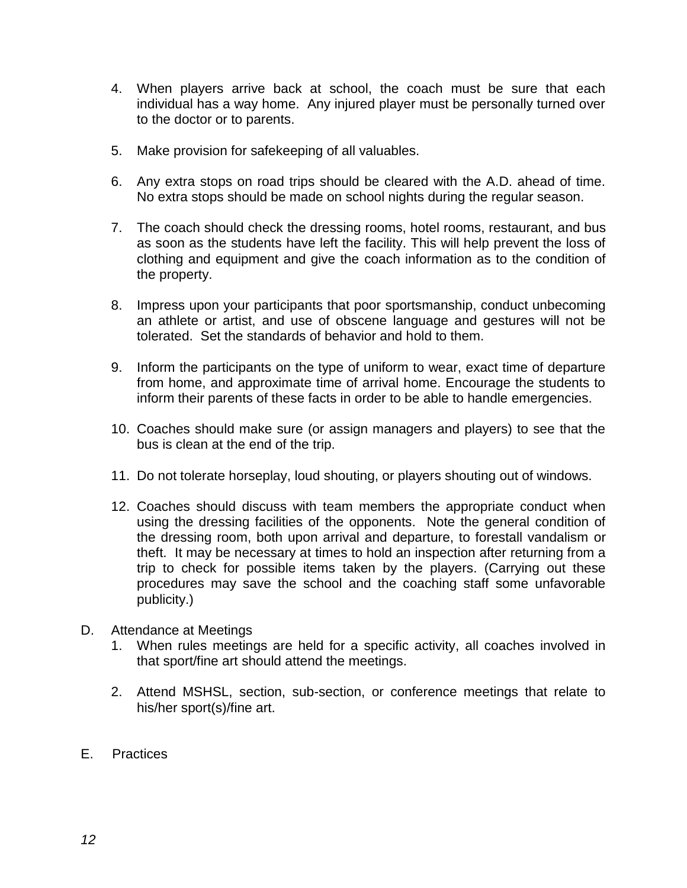4. When players arrive back at school, the coach must be sure that each individual has a way home. Any injured player must be personally turned over to the doctor or to parents.

5. Make provision for safekeeping of all valuables.

6. Any extra stops on road trips should be cleared with the A.D. ahead of time. No extra stops should be made on school nights during the regular season.

7. The coach should check the dressing rooms, hotel rooms, restaurant, and bus as soon as the students have left the facility. This will help prevent the loss of clothing and equipment and give the coach information as to the condition of the property.

8. Impress upon your participants that poor sportsmanship, conduct unbecoming an athlete or artist, and use of obscene language and gestures will not be tolerated. Set the standards of behavior and hold to them.

9. Inform the participants on the type of uniform to wear, exact time of departure from home, and approximate time of arrival home. Encourage the students to inform their parents of these facts in order to be able to handle emergencies.

10. Coaches should make sure (or assign managers and players) to see that the bus is clean at the end of the trip.

11. Do not tolerate horseplay, loud shouting, or players shouting out of windows.

12. Coaches should discuss with team members the appropriate conduct when using the dressing facilities of the opponents. Note the general condition of the dressing room, both upon arrival and departure, to forestall vandalism or theft. It may be necessary at times to hold an inspection after returning from a trip to check for possible items taken by the players. (Carrying out these procedures may save the school and the coaching staff some unfavorable publicity.)

D. Attendance at Meetings

1. When rules meetings are held for a specific activity, all coaches involved in that sport/fine art should attend the meetings.

2. Attend MSHSL, section, sub-section, or conference meetings that relate to his/her sport(s)/fine art.

E. Practices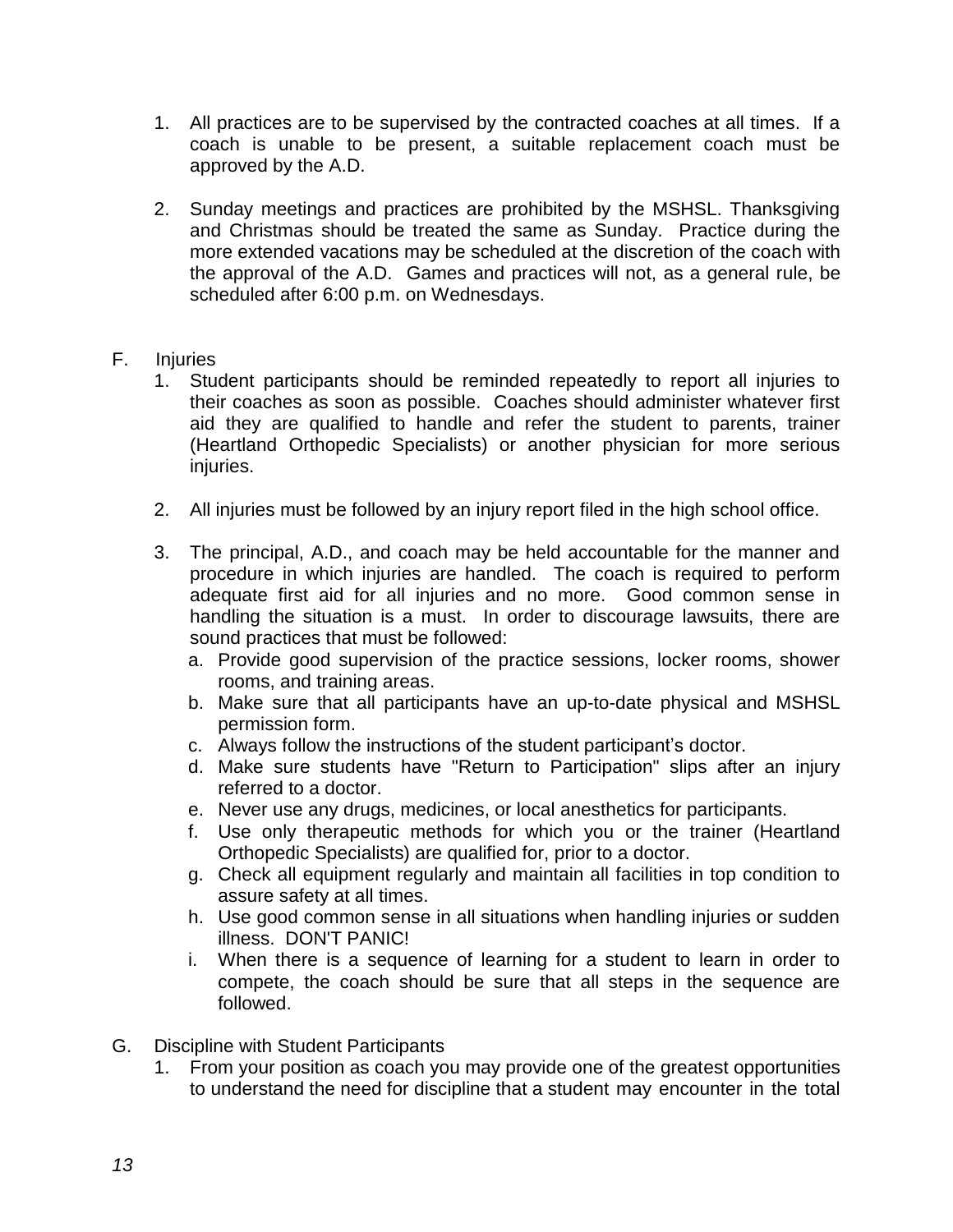1. All practices are to be supervised by the contracted coaches at all times. If a coach is unable to be present, a suitable replacement coach must be approved by the A.D.

2. Sunday meetings and practices are prohibited by the MSHSL. Thanksgiving and Christmas should be treated the same as Sunday. Practice during the more extended vacations may be scheduled at the discretion of the coach with the approval of the A.D. Games and practices will not, as a general rule, be scheduled after 6:00 p.m. on Wednesdays.

F. Injuries

1. Student participants should be reminded repeatedly to report all injuries to their coaches as soon as possible. Coaches should administer whatever first aid they are qualified to handle and refer the student to parents, trainer (Heartland Orthopedic Specialists) or another physician for more serious injuries.

2. All injuries must be followed by an injury report filed in the high school office.

3. The principal, A.D., and coach may be held accountable for the manner and procedure in which injuries are handled. The coach is required to perform adequate first aid for all injuries and no more. Good common sense in handling the situation is a must. In order to discourage lawsuits, there are sound practices that must be followed:
   a. Provide good supervision of the practice sessions, locker rooms, shower rooms, and training areas.
   b. Make sure that all participants have an up-to-date physical and MSHSL permission form.
   c. Always follow the instructions of the student participant's doctor.
   d. Make sure students have "Return to Participation" slips after an injury referred to a doctor.
   e. Never use any drugs, medicines, or local anesthetics for participants.
   f. Use only therapeutic methods for which you or the trainer (Heartland Orthopedic Specialists) are qualified for, prior to a doctor.
   g. Check all equipment regularly and maintain all facilities in top condition to assure safety at all times.
   h. Use good common sense in all situations when handling injuries or sudden illness. DON'T PANIC!
   i. When there is a sequence of learning for a student to learn in order to compete, the coach should be sure that all steps in the sequence are followed.

G. Discipline with Student Participants

1. From your position as coach you may provide one of the greatest opportunities to understand the need for discipline that a student may encounter in the total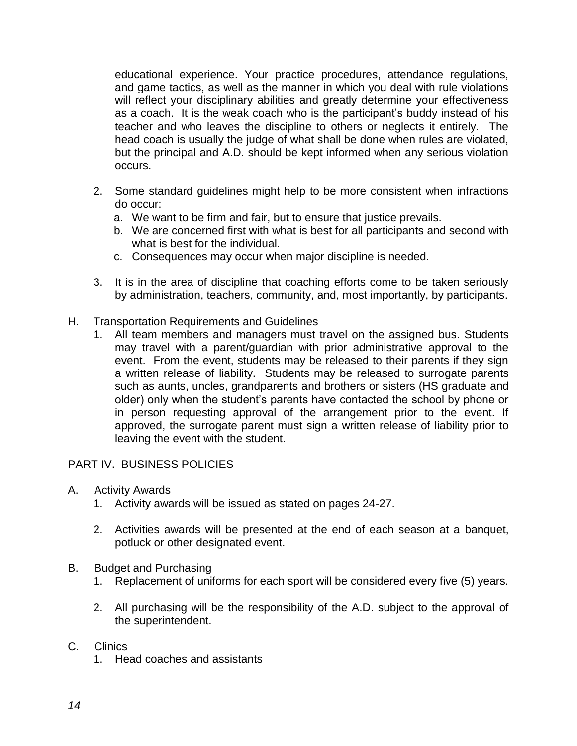educational experience. Your practice procedures, attendance regulations, and game tactics, as well as the manner in which you deal with rule violations will reflect your disciplinary abilities and greatly determine your effectiveness as a coach. It is the weak coach who is the participant's buddy instead of his teacher and who leaves the discipline to others or neglects it entirely. The head coach is usually the judge of what shall be done when rules are violated, but the principal and A.D. should be kept informed when any serious violation occurs.

2. Some standard guidelines might help to be more consistent when infractions do occur:
   a. We want to be firm and <u>fair</u>, but to ensure that justice prevails.
   b. We are concerned first with what is best for all participants and second with what is best for the individual.
   c. Consequences may occur when major discipline is needed.

3. It is in the area of discipline that coaching efforts come to be taken seriously by administration, teachers, community, and, most importantly, by participants.

H. Transportation Requirements and Guidelines
   1. All team members and managers must travel on the assigned bus. Students may travel with a parent/guardian with prior administrative approval to the event. From the event, students may be released to their parents if they sign a written release of liability. Students may be released to surrogate parents such as aunts, uncles, grandparents and brothers or sisters (HS graduate and older) only when the student's parents have contacted the school by phone or in person requesting approval of the arrangement prior to the event. If approved, the surrogate parent must sign a written release of liability prior to leaving the event with the student.

## PART IV. BUSINESS POLICIES

A. Activity Awards
   1. Activity awards will be issued as stated on pages 24-27.

   2. Activities awards will be presented at the end of each season at a banquet, potluck or other designated event.

B. Budget and Purchasing
   1. Replacement of uniforms for each sport will be considered every five (5) years.

   2. All purchasing will be the responsibility of the A.D. subject to the approval of the superintendent.

C. Clinics
   1. Head coaches and assistants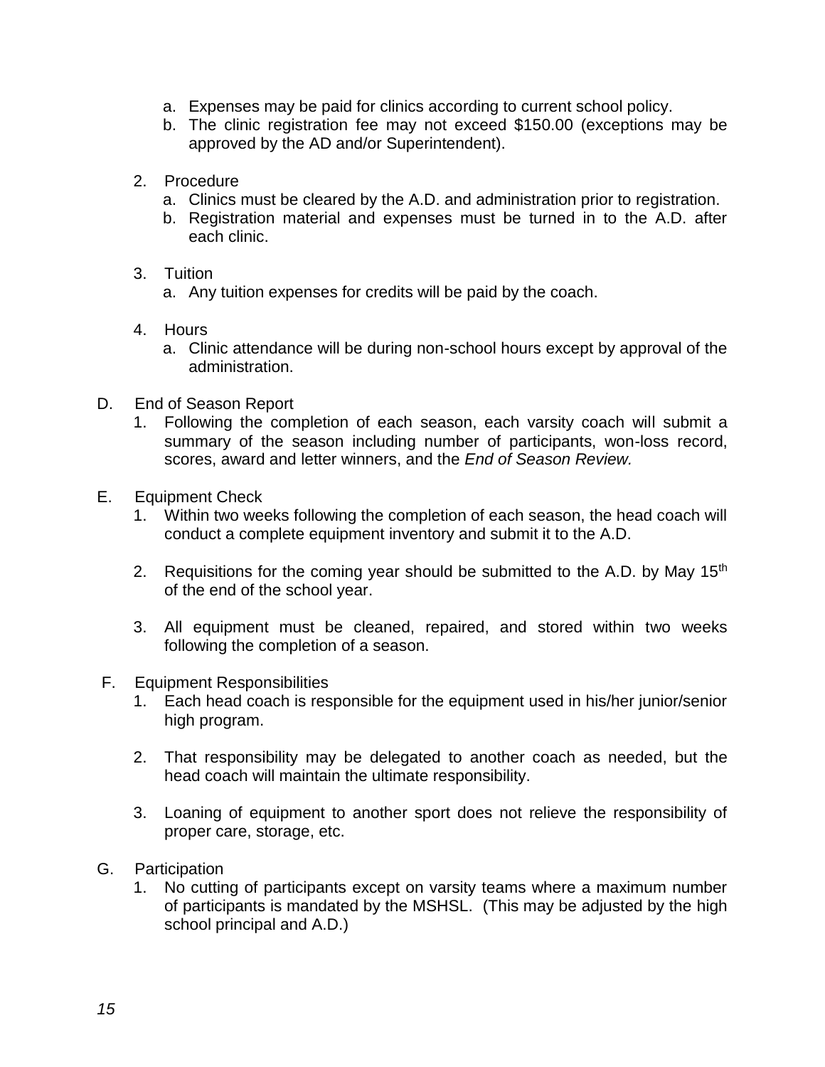a. Expenses may be paid for clinics according to current school policy.
   b. The clinic registration fee may not exceed $150.00 (exceptions may be approved by the AD and/or Superintendent).

2. Procedure
   a. Clinics must be cleared by the A.D. and administration prior to registration.
   b. Registration material and expenses must be turned in to the A.D. after each clinic.

3. Tuition
   a. Any tuition expenses for credits will be paid by the coach.

4. Hours
   a. Clinic attendance will be during non-school hours except by approval of the administration.

D. End of Season Report
   1. Following the completion of each season, each varsity coach will submit a summary of the season including number of participants, won-loss record, scores, award and letter winners, and the *End of Season Review.*

E. Equipment Check
   1. Within two weeks following the completion of each season, the head coach will conduct a complete equipment inventory and submit it to the A.D.

   2. Requisitions for the coming year should be submitted to the A.D. by May 15th of the end of the school year.

   3. All equipment must be cleaned, repaired, and stored within two weeks following the completion of a season.

F. Equipment Responsibilities
   1. Each head coach is responsible for the equipment used in his/her junior/senior high program.

   2. That responsibility may be delegated to another coach as needed, but the head coach will maintain the ultimate responsibility.

   3. Loaning of equipment to another sport does not relieve the responsibility of proper care, storage, etc.

G. Participation
   1. No cutting of participants except on varsity teams where a maximum number of participants is mandated by the MSHSL. (This may be adjusted by the high school principal and A.D.)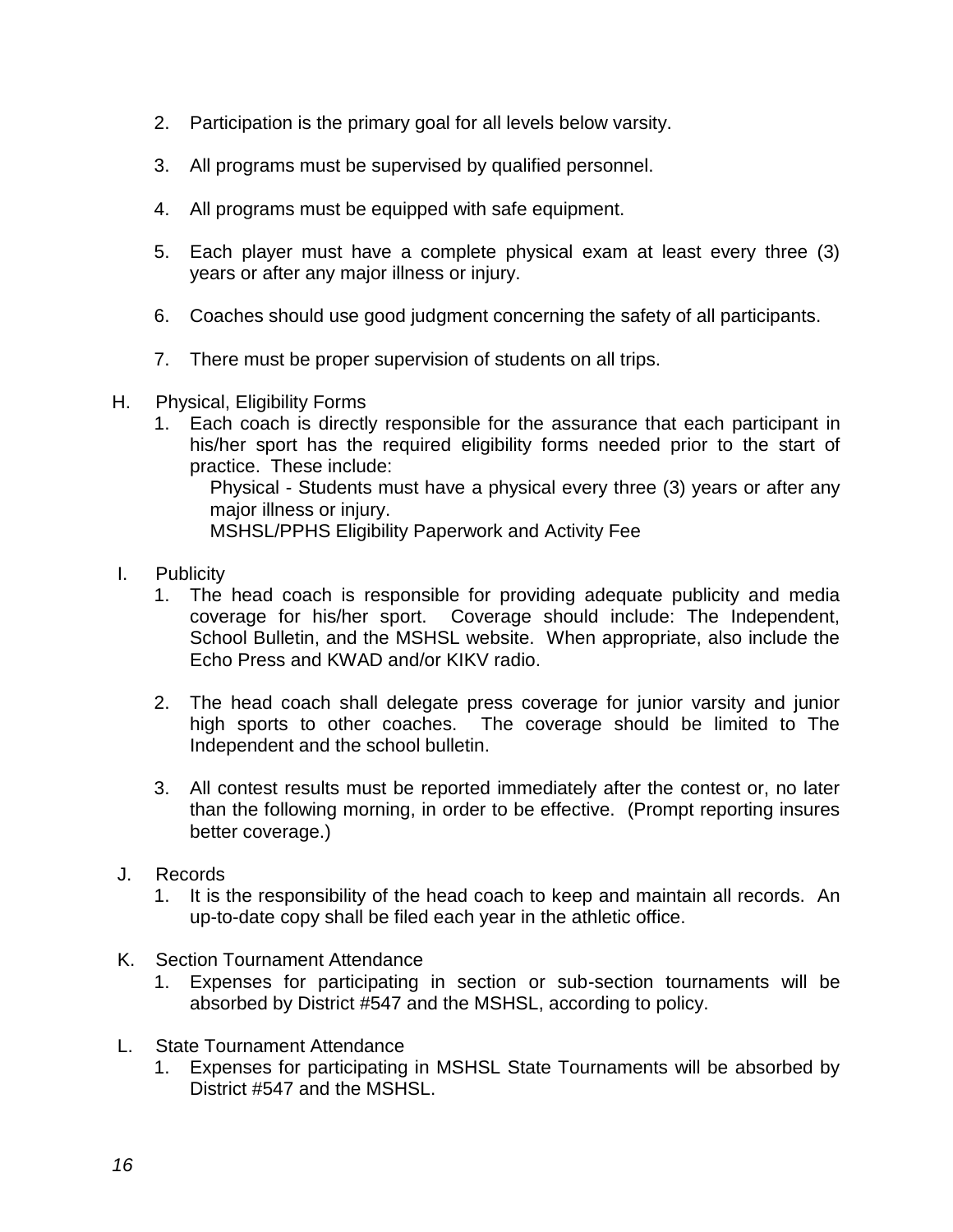2. Participation is the primary goal for all levels below varsity.

3. All programs must be supervised by qualified personnel.

4. All programs must be equipped with safe equipment.

5. Each player must have a complete physical exam at least every three (3) years or after any major illness or injury.

6. Coaches should use good judgment concerning the safety of all participants.

7. There must be proper supervision of students on all trips.

H. Physical, Eligibility Forms

1. Each coach is directly responsible for the assurance that each participant in his/her sport has the required eligibility forms needed prior to the start of practice. These include:

   Physical - Students must have a physical every three (3) years or after any major illness or injury.

   MSHSL/PPHS Eligibility Paperwork and Activity Fee

I. Publicity

1. The head coach is responsible for providing adequate publicity and media coverage for his/her sport. Coverage should include: The Independent, School Bulletin, and the MSHSL website. When appropriate, also include the Echo Press and KWAD and/or KIKV radio.

2. The head coach shall delegate press coverage for junior varsity and junior high sports to other coaches. The coverage should be limited to The Independent and the school bulletin.

3. All contest results must be reported immediately after the contest or, no later than the following morning, in order to be effective. (Prompt reporting insures better coverage.)

J. Records

1. It is the responsibility of the head coach to keep and maintain all records. An up-to-date copy shall be filed each year in the athletic office.

K. Section Tournament Attendance

1. Expenses for participating in section or sub-section tournaments will be absorbed by District #547 and the MSHSL, according to policy.

L. State Tournament Attendance

1. Expenses for participating in MSHSL State Tournaments will be absorbed by District #547 and the MSHSL.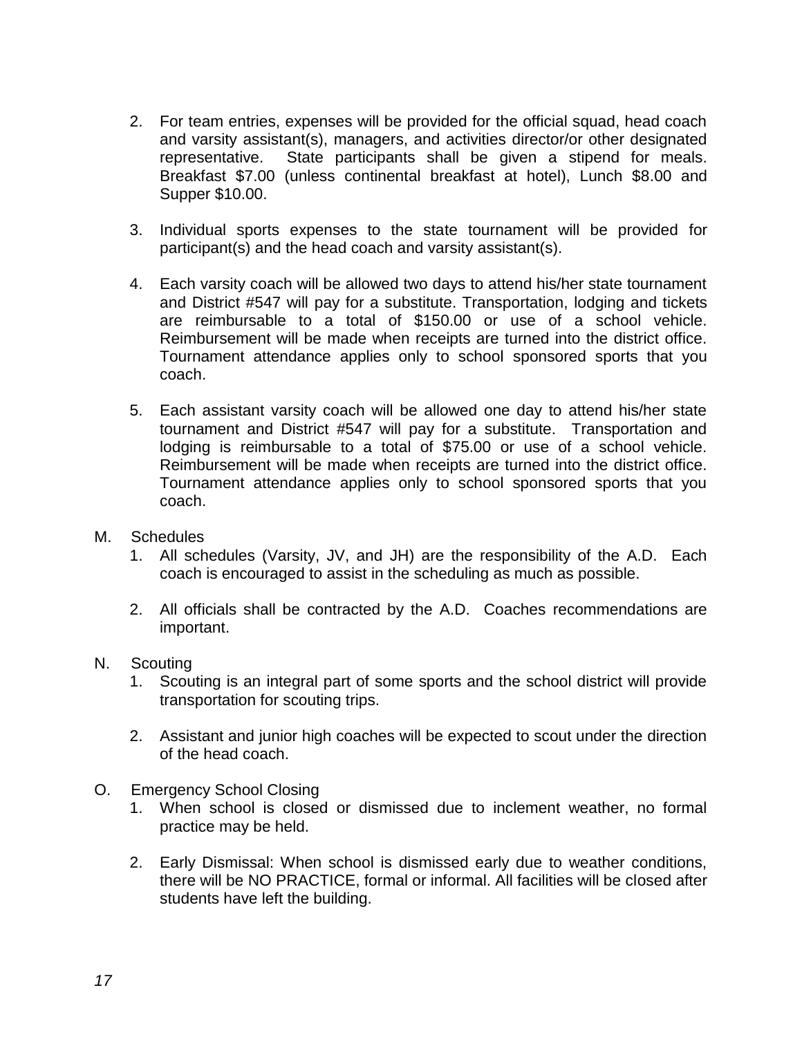2. For team entries, expenses will be provided for the official squad, head coach and varsity assistant(s), managers, and activities director/or other designated representative. State participants shall be given a stipend for meals. Breakfast $7.00 (unless continental breakfast at hotel), Lunch $8.00 and Supper $10.00.

3. Individual sports expenses to the state tournament will be provided for participant(s) and the head coach and varsity assistant(s).

4. Each varsity coach will be allowed two days to attend his/her state tournament and District #547 will pay for a substitute. Transportation, lodging and tickets are reimbursable to a total of $150.00 or use of a school vehicle. Reimbursement will be made when receipts are turned into the district office. Tournament attendance applies only to school sponsored sports that you coach.

5. Each assistant varsity coach will be allowed one day to attend his/her state tournament and District #547 will pay for a substitute. Transportation and lodging is reimbursable to a total of $75.00 or use of a school vehicle. Reimbursement will be made when receipts are turned into the district office. Tournament attendance applies only to school sponsored sports that you coach.

M. Schedules

1. All schedules (Varsity, JV, and JH) are the responsibility of the A.D. Each coach is encouraged to assist in the scheduling as much as possible.

2. All officials shall be contracted by the A.D. Coaches recommendations are important.

N. Scouting

1. Scouting is an integral part of some sports and the school district will provide transportation for scouting trips.

2. Assistant and junior high coaches will be expected to scout under the direction of the head coach.

O. Emergency School Closing

1. When school is closed or dismissed due to inclement weather, no formal practice may be held.

2. Early Dismissal: When school is dismissed early due to weather conditions, there will be NO PRACTICE, formal or informal. All facilities will be closed after students have left the building.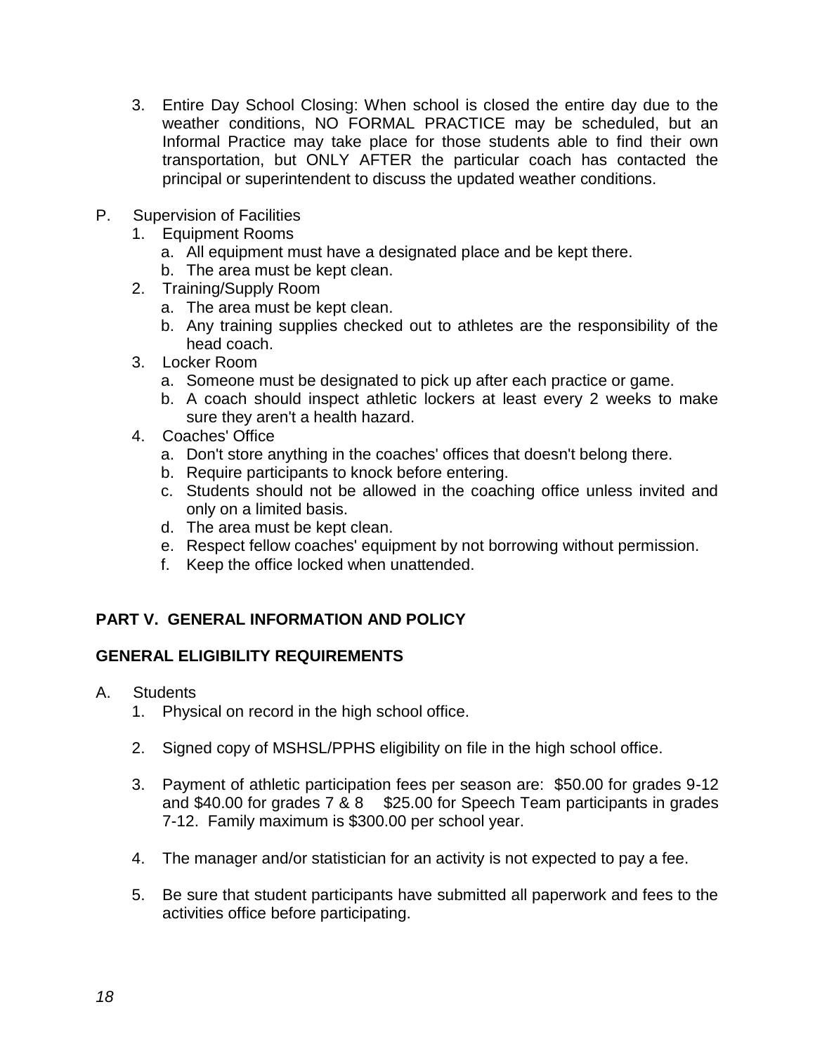3. Entire Day School Closing: When school is closed the entire day due to the weather conditions, NO FORMAL PRACTICE may be scheduled, but an Informal Practice may take place for those students able to find their own transportation, but ONLY AFTER the particular coach has contacted the principal or superintendent to discuss the updated weather conditions.

P. Supervision of Facilities
   1. Equipment Rooms
      a. All equipment must have a designated place and be kept there.
      b. The area must be kept clean.
   2. Training/Supply Room
      a. The area must be kept clean.
      b. Any training supplies checked out to athletes are the responsibility of the head coach.
   3. Locker Room
      a. Someone must be designated to pick up after each practice or game.
      b. A coach should inspect athletic lockers at least every 2 weeks to make sure they aren't a health hazard.
   4. Coaches' Office
      a. Don't store anything in the coaches' offices that doesn't belong there.
      b. Require participants to knock before entering.
      c. Students should not be allowed in the coaching office unless invited and only on a limited basis.
      d. The area must be kept clean.
      e. Respect fellow coaches' equipment by not borrowing without permission.
      f. Keep the office locked when unattended.

## PART V. GENERAL INFORMATION AND POLICY

### GENERAL ELIGIBILITY REQUIREMENTS

A. Students
   1. Physical on record in the high school office.

   2. Signed copy of MSHSL/PPHS eligibility on file in the high school office.

   3. Payment of athletic participation fees per season are: $50.00 for grades 9-12 and $40.00 for grades 7 & 8  $25.00 for Speech Team participants in grades 7-12. Family maximum is $300.00 per school year.

   4. The manager and/or statistician for an activity is not expected to pay a fee.

   5. Be sure that student participants have submitted all paperwork and fees to the activities office before participating.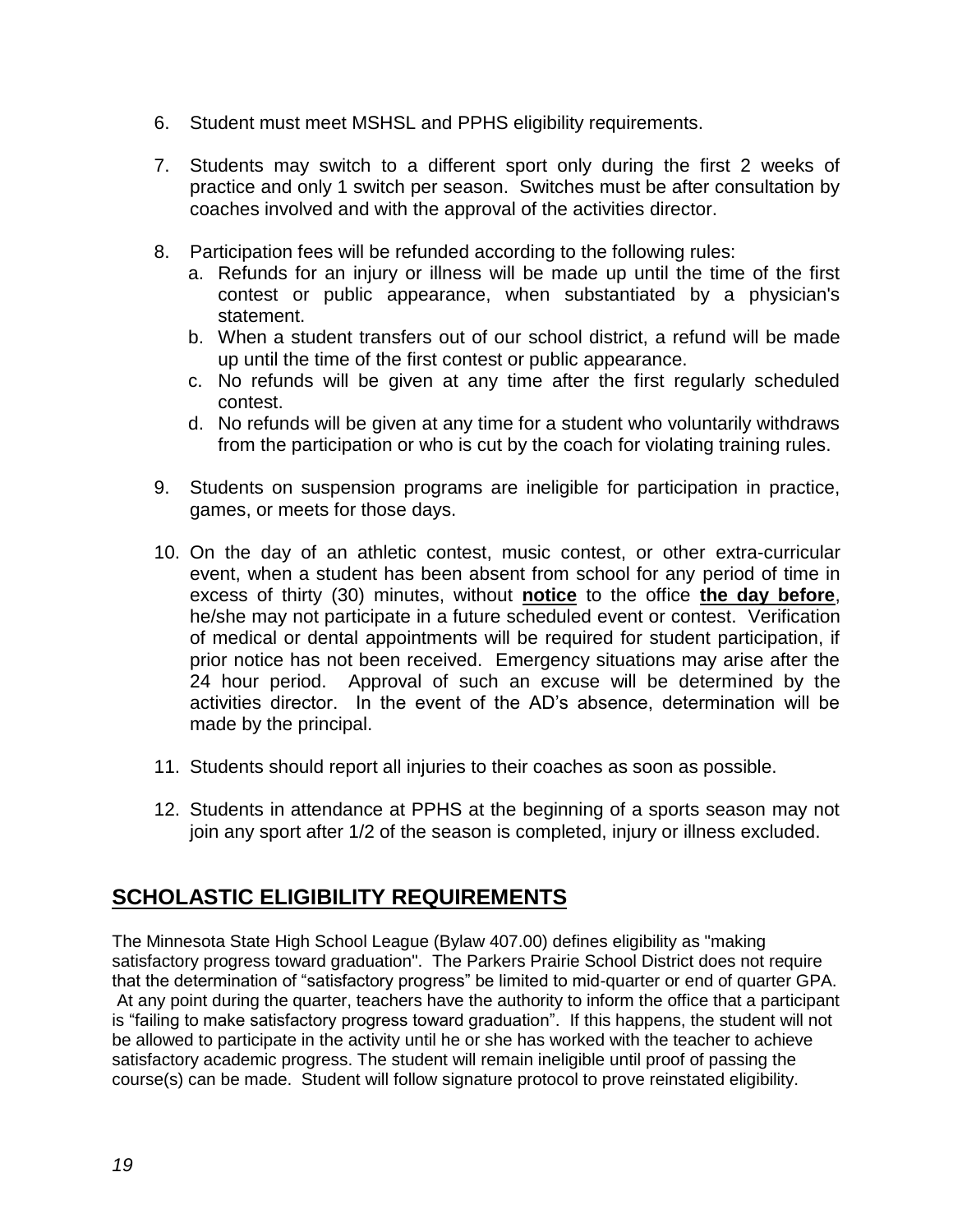6. Student must meet MSHSL and PPHS eligibility requirements.

7. Students may switch to a different sport only during the first 2 weeks of practice and only 1 switch per season. Switches must be after consultation by coaches involved and with the approval of the activities director.

8. Participation fees will be refunded according to the following rules:
   a. Refunds for an injury or illness will be made up until the time of the first contest or public appearance, when substantiated by a physician's statement.
   b. When a student transfers out of our school district, a refund will be made up until the time of the first contest or public appearance.
   c. No refunds will be given at any time after the first regularly scheduled contest.
   d. No refunds will be given at any time for a student who voluntarily withdraws from the participation or who is cut by the coach for violating training rules.

9. Students on suspension programs are ineligible for participation in practice, games, or meets for those days.

10. On the day of an athletic contest, music contest, or other extra-curricular event, when a student has been absent from school for any period of time in excess of thirty (30) minutes, without **notice** to the office **the day before**, he/she may not participate in a future scheduled event or contest. Verification of medical or dental appointments will be required for student participation, if prior notice has not been received. Emergency situations may arise after the 24 hour period. Approval of such an excuse will be determined by the activities director. In the event of the AD's absence, determination will be made by the principal.

11. Students should report all injuries to their coaches as soon as possible.

12. Students in attendance at PPHS at the beginning of a sports season may not join any sport after 1/2 of the season is completed, injury or illness excluded.

## SCHOLASTIC ELIGIBILITY REQUIREMENTS

The Minnesota State High School League (Bylaw 407.00) defines eligibility as "making satisfactory progress toward graduation". The Parkers Prairie School District does not require that the determination of "satisfactory progress" be limited to mid-quarter or end of quarter GPA. At any point during the quarter, teachers have the authority to inform the office that a participant is "failing to make satisfactory progress toward graduation". If this happens, the student will not be allowed to participate in the activity until he or she has worked with the teacher to achieve satisfactory academic progress. The student will remain ineligible until proof of passing the course(s) can be made. Student will follow signature protocol to prove reinstated eligibility.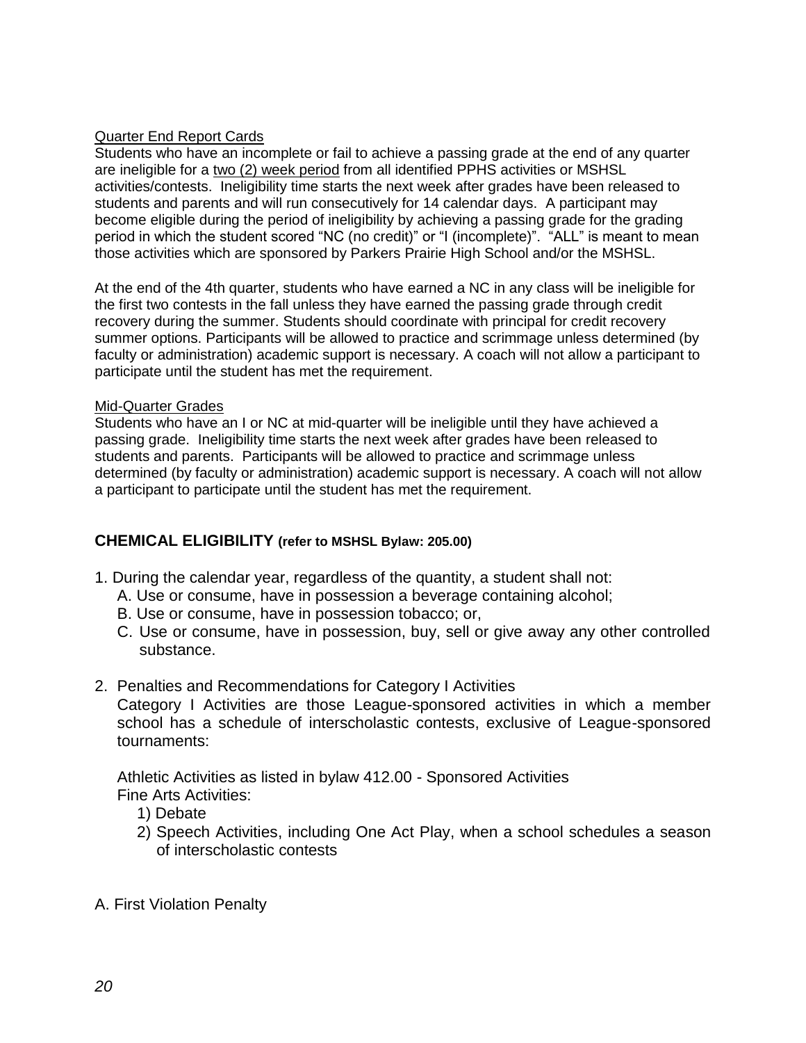Quarter End Report Cards

Students who have an incomplete or fail to achieve a passing grade at the end of any quarter are ineligible for a two (2) week period from all identified PPHS activities or MSHSL activities/contests. Ineligibility time starts the next week after grades have been released to students and parents and will run consecutively for 14 calendar days. A participant may become eligible during the period of ineligibility by achieving a passing grade for the grading period in which the student scored "NC (no credit)" or "I (incomplete)". "ALL" is meant to mean those activities which are sponsored by Parkers Prairie High School and/or the MSHSL.

At the end of the 4th quarter, students who have earned a NC in any class will be ineligible for the first two contests in the fall unless they have earned the passing grade through credit recovery during the summer. Students should coordinate with principal for credit recovery summer options. Participants will be allowed to practice and scrimmage unless determined (by faculty or administration) academic support is necessary. A coach will not allow a participant to participate until the student has met the requirement.

Mid-Quarter Grades

Students who have an I or NC at mid-quarter will be ineligible until they have achieved a passing grade. Ineligibility time starts the next week after grades have been released to students and parents. Participants will be allowed to practice and scrimmage unless determined (by faculty or administration) academic support is necessary. A coach will not allow a participant to participate until the student has met the requirement.

## CHEMICAL ELIGIBILITY (refer to MSHSL Bylaw: 205.00)

1. During the calendar year, regardless of the quantity, a student shall not:
   - A. Use or consume, have in possession a beverage containing alcohol;
   - B. Use or consume, have in possession tobacco; or,
   - C. Use or consume, have in possession, buy, sell or give away any other controlled substance.

2. Penalties and Recommendations for Category I Activities

   Category I Activities are those League-sponsored activities in which a member school has a schedule of interscholastic contests, exclusive of League-sponsored tournaments:

   Athletic Activities as listed in bylaw 412.00 - Sponsored Activities

   Fine Arts Activities:
   1) Debate
   2) Speech Activities, including One Act Play, when a school schedules a season of interscholastic contests

A. First Violation Penalty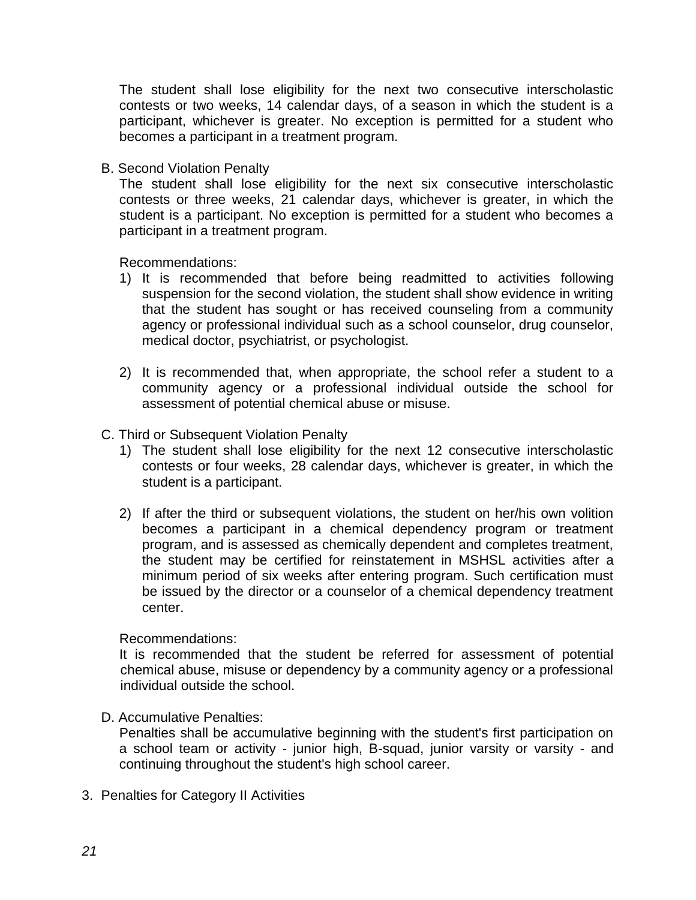The student shall lose eligibility for the next two consecutive interscholastic contests or two weeks, 14 calendar days, of a season in which the student is a participant, whichever is greater. No exception is permitted for a student who becomes a participant in a treatment program.

B. Second Violation Penalty

The student shall lose eligibility for the next six consecutive interscholastic contests or three weeks, 21 calendar days, whichever is greater, in which the student is a participant. No exception is permitted for a student who becomes a participant in a treatment program.

Recommendations:

1) It is recommended that before being readmitted to activities following suspension for the second violation, the student shall show evidence in writing that the student has sought or has received counseling from a community agency or professional individual such as a school counselor, drug counselor, medical doctor, psychiatrist, or psychologist.

2) It is recommended that, when appropriate, the school refer a student to a community agency or a professional individual outside the school for assessment of potential chemical abuse or misuse.

C. Third or Subsequent Violation Penalty

1) The student shall lose eligibility for the next 12 consecutive interscholastic contests or four weeks, 28 calendar days, whichever is greater, in which the student is a participant.

2) If after the third or subsequent violations, the student on her/his own volition becomes a participant in a chemical dependency program or treatment program, and is assessed as chemically dependent and completes treatment, the student may be certified for reinstatement in MSHSL activities after a minimum period of six weeks after entering program. Such certification must be issued by the director or a counselor of a chemical dependency treatment center.

Recommendations:

It is recommended that the student be referred for assessment of potential chemical abuse, misuse or dependency by a community agency or a professional individual outside the school.

D. Accumulative Penalties:

Penalties shall be accumulative beginning with the student's first participation on a school team or activity - junior high, B-squad, junior varsity or varsity - and continuing throughout the student's high school career.

3. Penalties for Category II Activities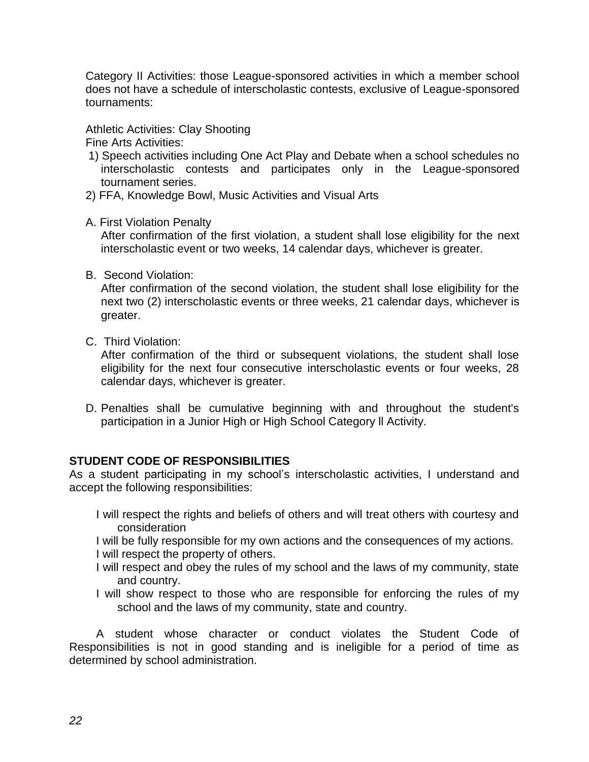Category II Activities: those League-sponsored activities in which a member school does not have a schedule of interscholastic contests, exclusive of League-sponsored tournaments:

Athletic Activities: Clay Shooting
Fine Arts Activities:

1) Speech activities including One Act Play and Debate when a school schedules no interscholastic contests and participates only in the League-sponsored tournament series.
2) FFA, Knowledge Bowl, Music Activities and Visual Arts

A. First Violation Penalty
After confirmation of the first violation, a student shall lose eligibility for the next interscholastic event or two weeks, 14 calendar days, whichever is greater.

B. Second Violation:
After confirmation of the second violation, the student shall lose eligibility for the next two (2) interscholastic events or three weeks, 21 calendar days, whichever is greater.

C. Third Violation:
After confirmation of the third or subsequent violations, the student shall lose eligibility for the next four consecutive interscholastic events or four weeks, 28 calendar days, whichever is greater.

D. Penalties shall be cumulative beginning with and throughout the student's participation in a Junior High or High School Category ll Activity.

**STUDENT CODE OF RESPONSIBILITIES**
As a student participating in my school's interscholastic activities, I understand and accept the following responsibilities:

I will respect the rights and beliefs of others and will treat others with courtesy and consideration
I will be fully responsible for my own actions and the consequences of my actions.
I will respect the property of others.
I will respect and obey the rules of my school and the laws of my community, state and country.
I will show respect to those who are responsible for enforcing the rules of my school and the laws of my community, state and country.

A student whose character or conduct violates the Student Code of Responsibilities is not in good standing and is ineligible for a period of time as determined by school administration.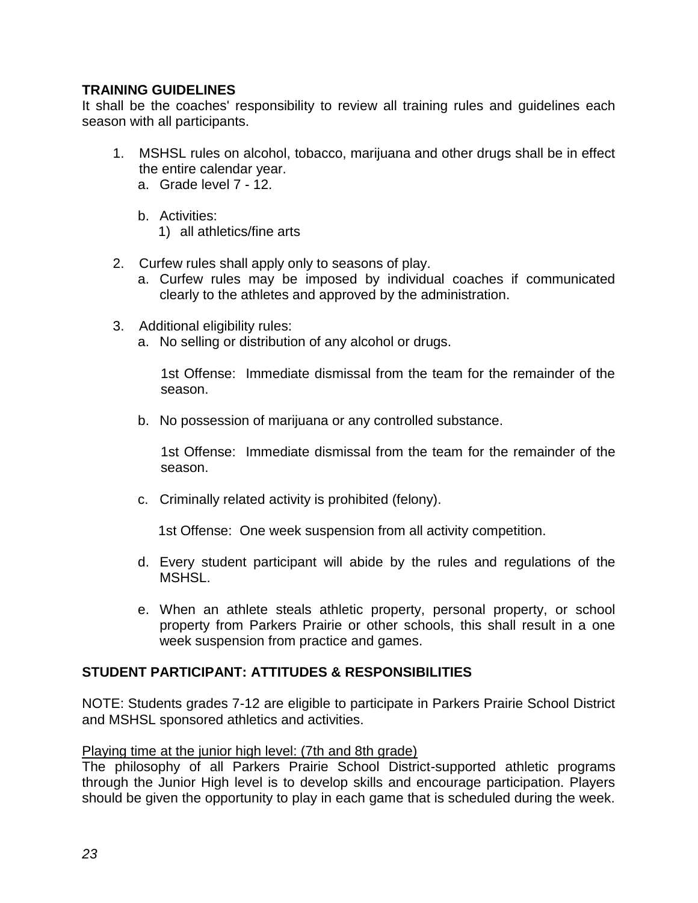## TRAINING GUIDELINES

It shall be the coaches' responsibility to review all training rules and guidelines each season with all participants.

1. MSHSL rules on alcohol, tobacco, marijuana and other drugs shall be in effect the entire calendar year.
   a. Grade level 7 - 12.

   b. Activities:
      1) all athletics/fine arts

2. Curfew rules shall apply only to seasons of play.
   a. Curfew rules may be imposed by individual coaches if communicated clearly to the athletes and approved by the administration.

3. Additional eligibility rules:
   a. No selling or distribution of any alcohol or drugs.

      1st Offense: Immediate dismissal from the team for the remainder of the season.

   b. No possession of marijuana or any controlled substance.

      1st Offense: Immediate dismissal from the team for the remainder of the season.

   c. Criminally related activity is prohibited (felony).

      1st Offense: One week suspension from all activity competition.

   d. Every student participant will abide by the rules and regulations of the MSHSL.

   e. When an athlete steals athletic property, personal property, or school property from Parkers Prairie or other schools, this shall result in a one week suspension from practice and games.

## STUDENT PARTICIPANT: ATTITUDES & RESPONSIBILITIES

NOTE: Students grades 7-12 are eligible to participate in Parkers Prairie School District and MSHSL sponsored athletics and activities.

Playing time at the junior high level: (7th and 8th grade)

The philosophy of all Parkers Prairie School District-supported athletic programs through the Junior High level is to develop skills and encourage participation. Players should be given the opportunity to play in each game that is scheduled during the week.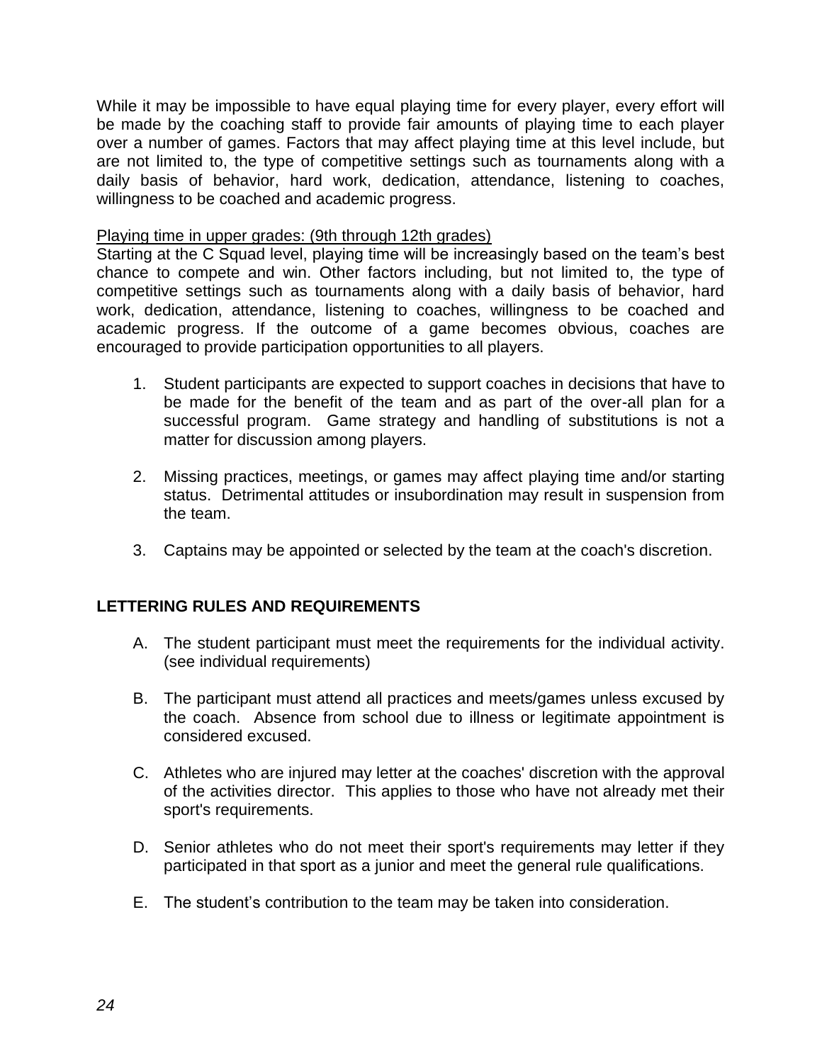While it may be impossible to have equal playing time for every player, every effort will be made by the coaching staff to provide fair amounts of playing time to each player over a number of games. Factors that may affect playing time at this level include, but are not limited to, the type of competitive settings such as tournaments along with a daily basis of behavior, hard work, dedication, attendance, listening to coaches, willingness to be coached and academic progress.

<u>Playing time in upper grades: (9th through 12th grades)</u>

Starting at the C Squad level, playing time will be increasingly based on the team's best chance to compete and win. Other factors including, but not limited to, the type of competitive settings such as tournaments along with a daily basis of behavior, hard work, dedication, attendance, listening to coaches, willingness to be coached and academic progress. If the outcome of a game becomes obvious, coaches are encouraged to provide participation opportunities to all players.

1. Student participants are expected to support coaches in decisions that have to be made for the benefit of the team and as part of the over-all plan for a successful program. Game strategy and handling of substitutions is not a matter for discussion among players.

2. Missing practices, meetings, or games may affect playing time and/or starting status. Detrimental attitudes or insubordination may result in suspension from the team.

3. Captains may be appointed or selected by the team at the coach's discretion.

## LETTERING RULES AND REQUIREMENTS

A. The student participant must meet the requirements for the individual activity. (see individual requirements)

B. The participant must attend all practices and meets/games unless excused by the coach. Absence from school due to illness or legitimate appointment is considered excused.

C. Athletes who are injured may letter at the coaches' discretion with the approval of the activities director. This applies to those who have not already met their sport's requirements.

D. Senior athletes who do not meet their sport's requirements may letter if they participated in that sport as a junior and meet the general rule qualifications.

E. The student's contribution to the team may be taken into consideration.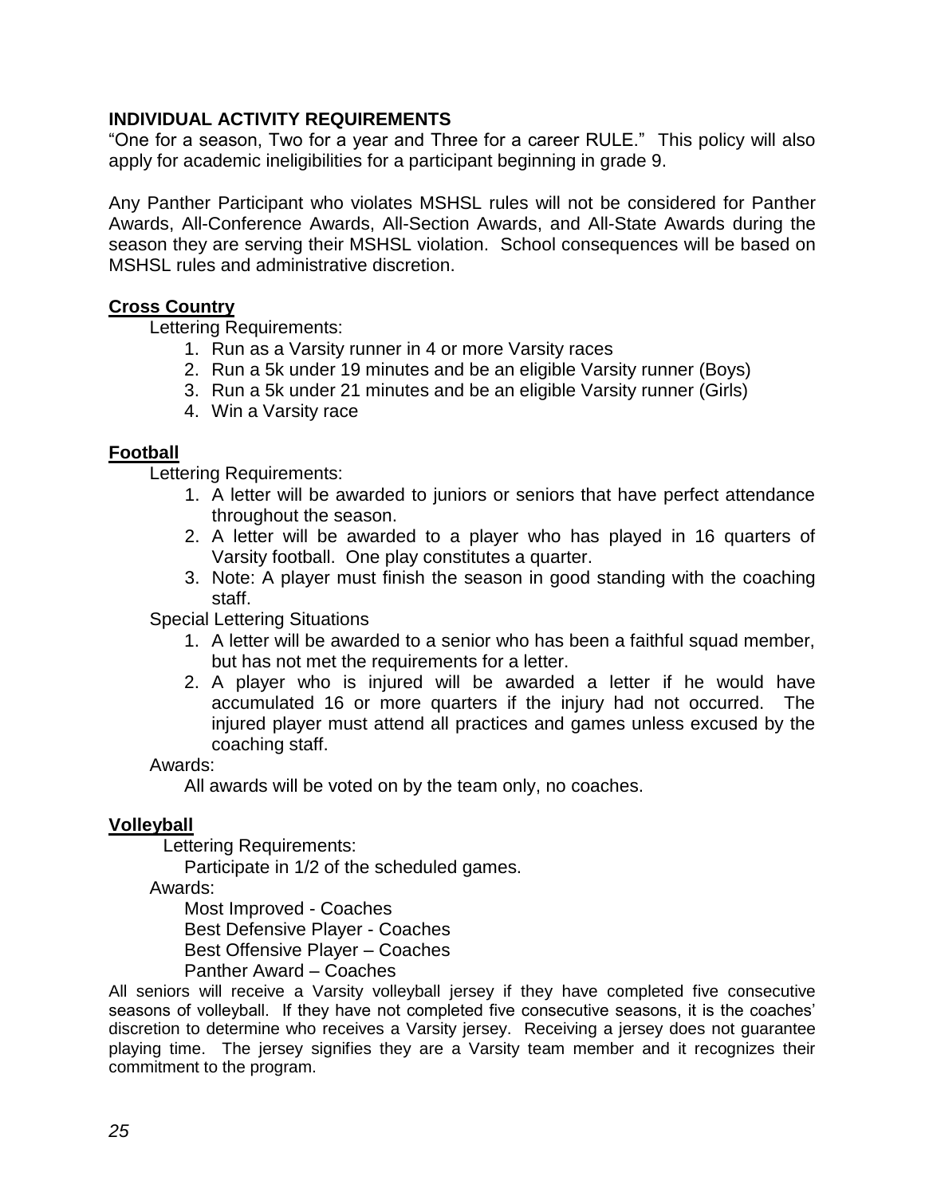## INDIVIDUAL ACTIVITY REQUIREMENTS

"One for a season, Two for a year and Three for a career RULE." This policy will also apply for academic ineligibilities for a participant beginning in grade 9.

Any Panther Participant who violates MSHSL rules will not be considered for Panther Awards, All-Conference Awards, All-Section Awards, and All-State Awards during the season they are serving their MSHSL violation. School consequences will be based on MSHSL rules and administrative discretion.

### Cross Country

Lettering Requirements:

1. Run as a Varsity runner in 4 or more Varsity races
2. Run a 5k under 19 minutes and be an eligible Varsity runner (Boys)
3. Run a 5k under 21 minutes and be an eligible Varsity runner (Girls)
4. Win a Varsity race

### Football

Lettering Requirements:

1. A letter will be awarded to juniors or seniors that have perfect attendance throughout the season.
2. A letter will be awarded to a player who has played in 16 quarters of Varsity football. One play constitutes a quarter.
3. Note: A player must finish the season in good standing with the coaching staff.

Special Lettering Situations

1. A letter will be awarded to a senior who has been a faithful squad member, but has not met the requirements for a letter.
2. A player who is injured will be awarded a letter if he would have accumulated 16 or more quarters if the injury had not occurred. The injured player must attend all practices and games unless excused by the coaching staff.

Awards:

All awards will be voted on by the team only, no coaches.

### Volleyball

Lettering Requirements:

Participate in 1/2 of the scheduled games.

Awards:

Most Improved - Coaches
Best Defensive Player - Coaches
Best Offensive Player – Coaches
Panther Award – Coaches

All seniors will receive a Varsity volleyball jersey if they have completed five consecutive seasons of volleyball. If they have not completed five consecutive seasons, it is the coaches' discretion to determine who receives a Varsity jersey. Receiving a jersey does not guarantee playing time. The jersey signifies they are a Varsity team member and it recognizes their commitment to the program.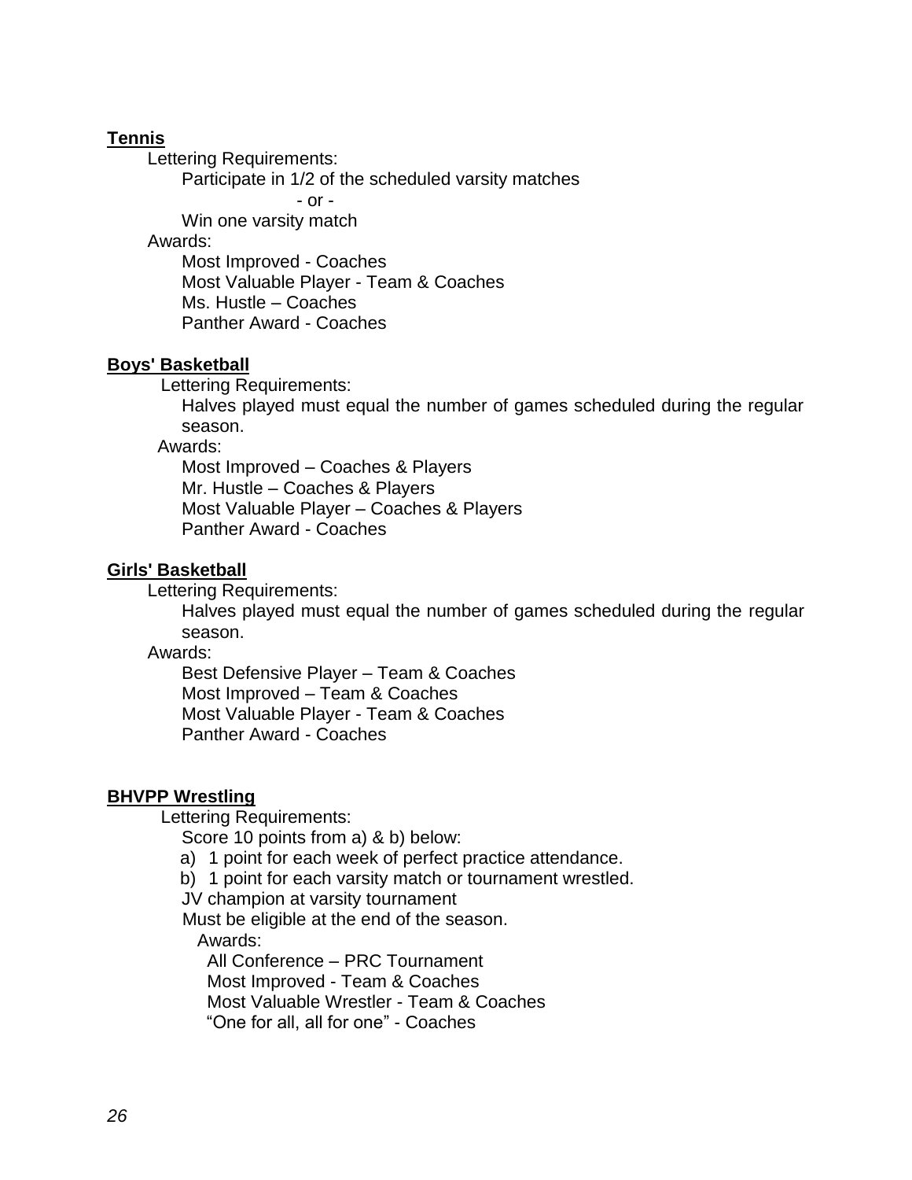**Tennis**

Lettering Requirements:

Participate in 1/2 of the scheduled varsity matches

- or -

Win one varsity match

Awards:

Most Improved - Coaches
Most Valuable Player - Team & Coaches
Ms. Hustle – Coaches
Panther Award - Coaches

**Boys' Basketball**

Lettering Requirements:

Halves played must equal the number of games scheduled during the regular season.

Awards:

Most Improved – Coaches & Players
Mr. Hustle – Coaches & Players
Most Valuable Player – Coaches & Players
Panther Award - Coaches

**Girls' Basketball**

Lettering Requirements:

Halves played must equal the number of games scheduled during the regular season.

Awards:

Best Defensive Player – Team & Coaches
Most Improved – Team & Coaches
Most Valuable Player - Team & Coaches
Panther Award - Coaches

**BHVPP Wrestling**

Lettering Requirements:

Score 10 points from a) & b) below:

a) 1 point for each week of perfect practice attendance.
b) 1 point for each varsity match or tournament wrestled.

JV champion at varsity tournament

Must be eligible at the end of the season.

Awards:

All Conference – PRC Tournament
Most Improved - Team & Coaches
Most Valuable Wrestler - Team & Coaches
"One for all, all for one" - Coaches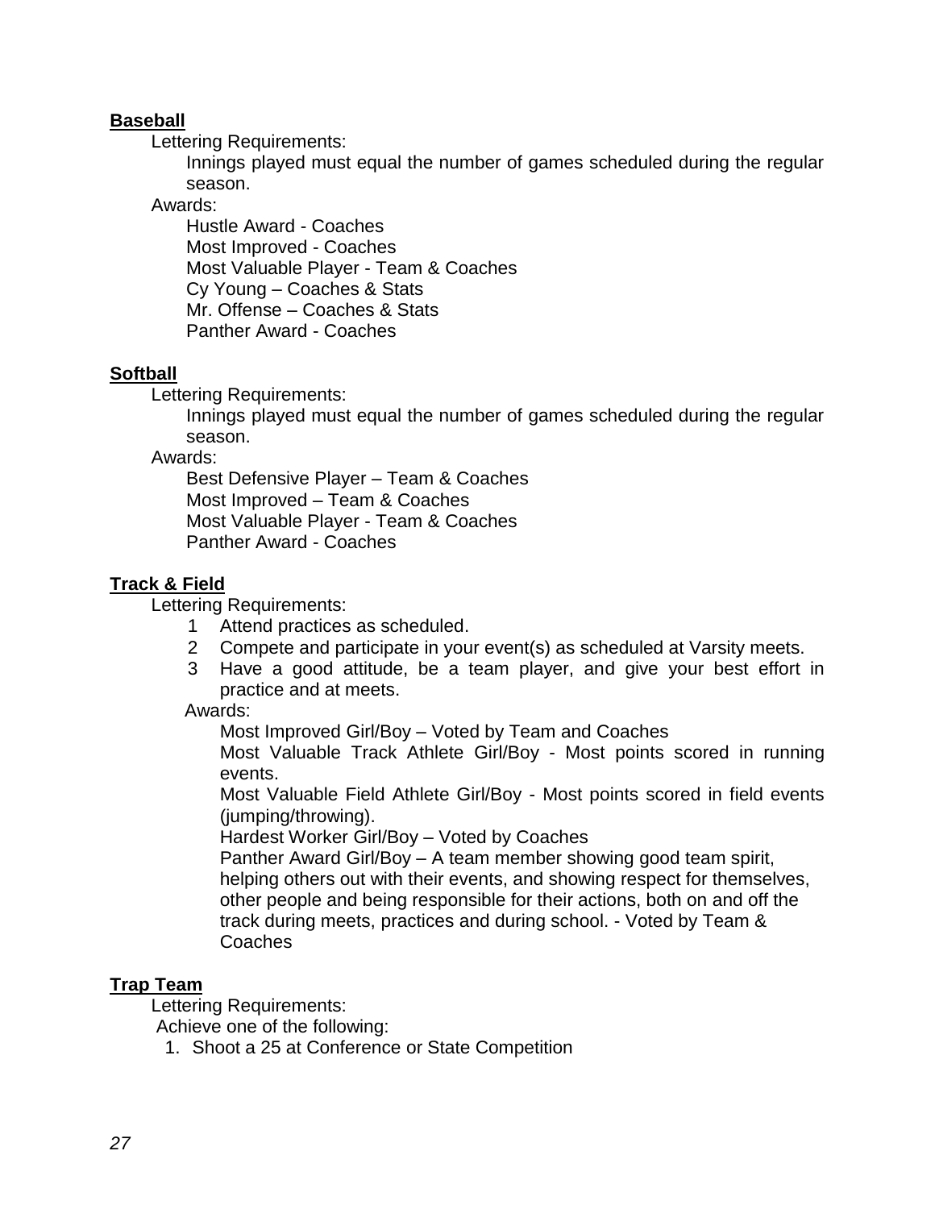**Baseball**

Lettering Requirements:

Innings played must equal the number of games scheduled during the regular season.

Awards:

Hustle Award - Coaches
Most Improved - Coaches
Most Valuable Player - Team & Coaches
Cy Young – Coaches & Stats
Mr. Offense – Coaches & Stats
Panther Award - Coaches

**Softball**

Lettering Requirements:

Innings played must equal the number of games scheduled during the regular season.

Awards:

Best Defensive Player – Team & Coaches
Most Improved – Team & Coaches
Most Valuable Player - Team & Coaches
Panther Award - Coaches

**Track & Field**

Lettering Requirements:

1. Attend practices as scheduled.
2. Compete and participate in your event(s) as scheduled at Varsity meets.
3. Have a good attitude, be a team player, and give your best effort in practice and at meets.

Awards:

Most Improved Girl/Boy – Voted by Team and Coaches
Most Valuable Track Athlete Girl/Boy - Most points scored in running events.
Most Valuable Field Athlete Girl/Boy - Most points scored in field events (jumping/throwing).
Hardest Worker Girl/Boy – Voted by Coaches
Panther Award Girl/Boy – A team member showing good team spirit, helping others out with their events, and showing respect for themselves, other people and being responsible for their actions, both on and off the track during meets, practices and during school. - Voted by Team & Coaches

**Trap Team**

Lettering Requirements:

Achieve one of the following:

1. Shoot a 25 at Conference or State Competition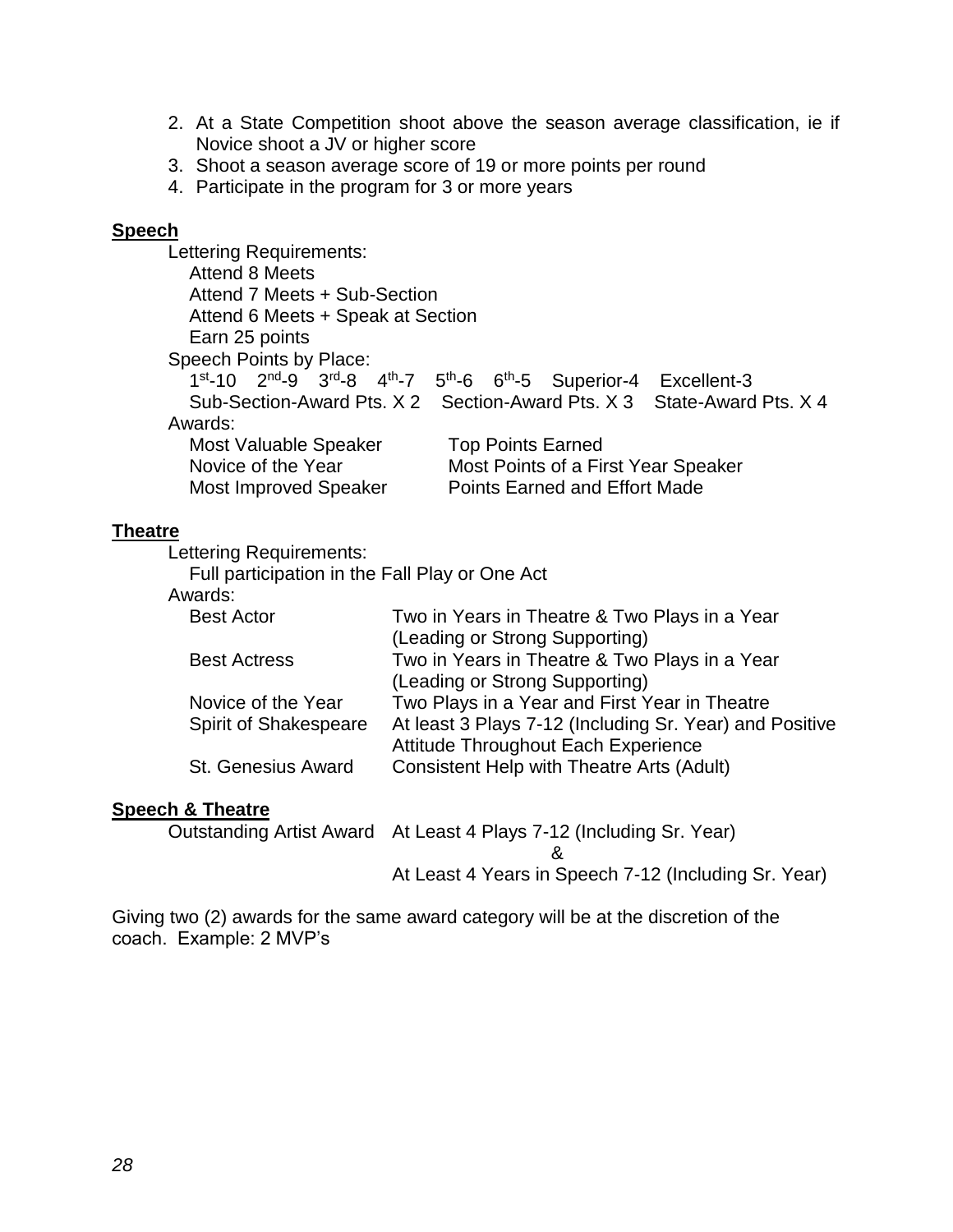2. At a State Competition shoot above the season average classification, ie if Novice shoot a JV or higher score
3. Shoot a season average score of 19 or more points per round
4. Participate in the program for 3 or more years

**Speech**

Lettering Requirements:

- Attend 8 Meets
- Attend 7 Meets + Sub-Section
- Attend 6 Meets + Speak at Section
- Earn 25 points

Speech Points by Place:

1st-10 2nd-9 3rd-8 4th-7 5th-6 6th-5 Superior-4 Excellent-3

Sub-Section-Award Pts. X 2 Section-Award Pts. X 3 State-Award Pts. X 4

Awards:

| | |
|---|---|
| Most Valuable Speaker | Top Points Earned |
| Novice of the Year | Most Points of a First Year Speaker |
| Most Improved Speaker | Points Earned and Effort Made |

**Theatre**

Lettering Requirements:

Full participation in the Fall Play or One Act

Awards:

| | |
|---|---|
| Best Actor | Two in Years in Theatre & Two Plays in a Year (Leading or Strong Supporting) |
| Best Actress | Two in Years in Theatre & Two Plays in a Year (Leading or Strong Supporting) |
| Novice of the Year | Two Plays in a Year and First Year in Theatre |
| Spirit of Shakespeare | At least 3 Plays 7-12 (Including Sr. Year) and Positive Attitude Throughout Each Experience |
| St. Genesius Award | Consistent Help with Theatre Arts (Adult) |

**Speech & Theatre**

| | |
|---|---|
| Outstanding Artist Award | At Least 4 Plays 7-12 (Including Sr. Year) & At Least 4 Years in Speech 7-12 (Including Sr. Year) |

Giving two (2) awards for the same award category will be at the discretion of the coach. Example: 2 MVP's